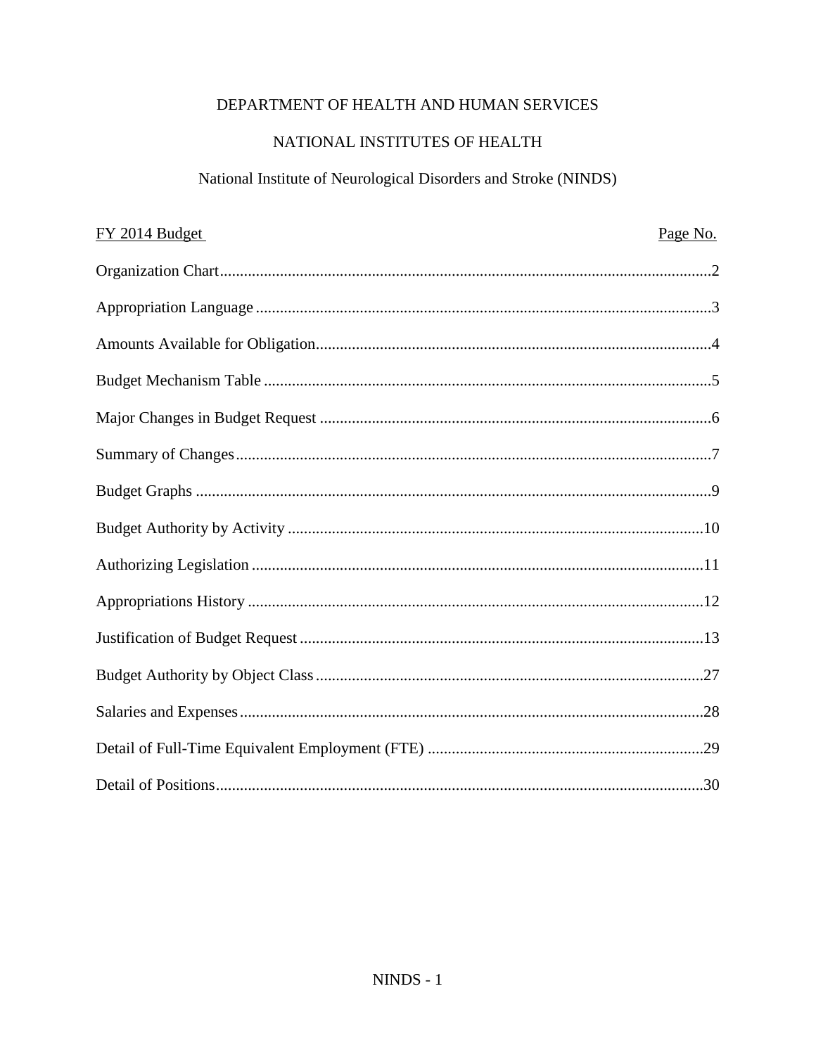DEPARTMENT OF HEALTH AND HUMAN SERVICES

NATIONAL INSTITUTES OF HEALTH

National Institute of Neurological Disorders and Stroke (NINDS)

| FY 2014 Budget | Page No. |
| --- | --- |
| Organization Chart | 2 |
| Appropriation Language | 3 |
| Amounts Available for Obligation | 4 |
| Budget Mechanism Table | 5 |
| Major Changes in Budget Request | 6 |
| Summary of Changes | 7 |
| Budget Graphs | 9 |
| Budget Authority by Activity | 10 |
| Authorizing Legislation | 11 |
| Appropriations History | 12 |
| Justification of Budget Request | 13 |
| Budget Authority by Object Class | 27 |
| Salaries and Expenses | 28 |
| Detail of Full-Time Equivalent Employment (FTE) | 29 |
| Detail of Positions | 30 |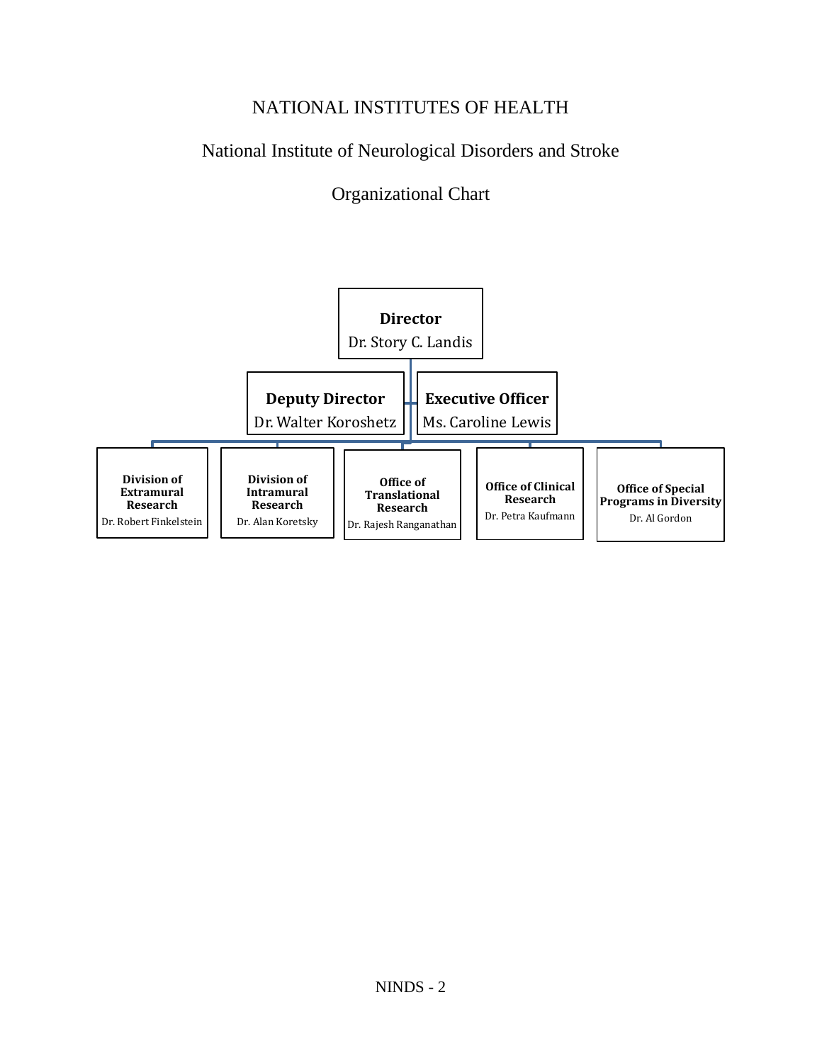# NATIONAL INSTITUTES OF HEALTH

## National Institute of Neurological Disorders and Stroke

## Organizational Chart

**Director**
Dr. Story C. Landis

**Deputy Director**
Dr. Walter Koroshetz

**Executive Officer**
Ms. Caroline Lewis

**Division of Extramural Research**
Dr. Robert Finkelstein

**Division of Intramural Research**
Dr. Alan Koretsky

**Office of Translational Research**
Dr. Rajesh Ranganathan

**Office of Clinical Research**
Dr. Petra Kaufmann

**Office of Special Programs in Diversity**
Dr. Al Gordon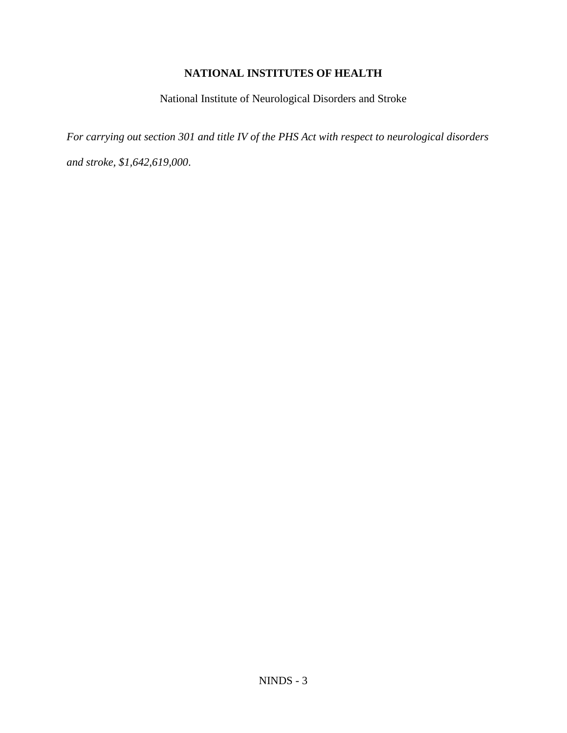**NATIONAL INSTITUTES OF HEALTH**

National Institute of Neurological Disorders and Stroke

*For carrying out section 301 and title IV of the PHS Act with respect to neurological disorders and stroke, $1,642,619,000*.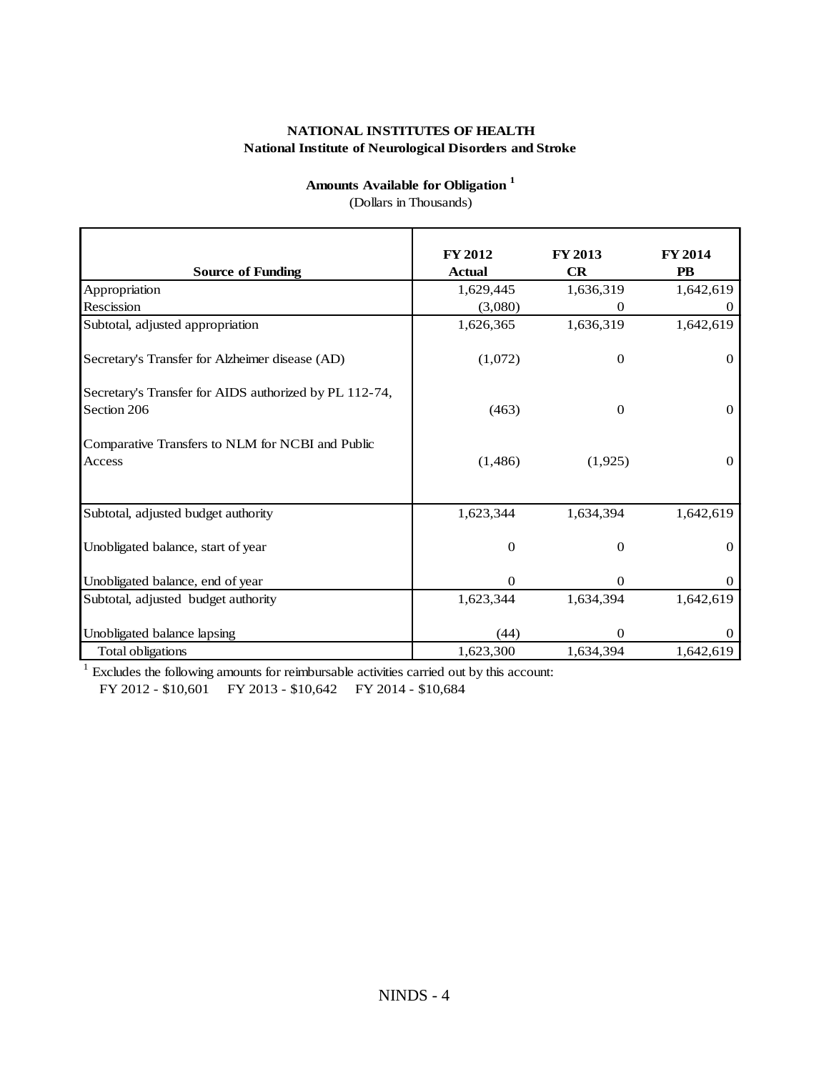**NATIONAL INSTITUTES OF HEALTH**
**National Institute of Neurological Disorders and Stroke**

**Amounts Available for Obligation** [1]
(Dollars in Thousands)

| Source of Funding | FY 2012 Actual | FY 2013 CR | FY 2014 PB |
|---|---|---|---|
| Appropriation | 1,629,445 | 1,636,319 | 1,642,619 |
| Rescission | (3,080) | 0 | 0 |
| Subtotal, adjusted appropriation | 1,626,365 | 1,636,319 | 1,642,619 |
| Secretary's Transfer for Alzheimer disease (AD) | (1,072) | 0 | 0 |
| Secretary's Transfer for AIDS authorized by PL 112-74, Section 206 | (463) | 0 | 0 |
| Comparative Transfers to NLM for NCBI and Public Access | (1,486) | (1,925) | 0 |
| Subtotal, adjusted budget authority | 1,623,344 | 1,634,394 | 1,642,619 |
| Unobligated balance, start of year | 0 | 0 | 0 |
| Unobligated balance, end of year | 0 | 0 | 0 |
| Subtotal, adjusted budget authority | 1,623,344 | 1,634,394 | 1,642,619 |
| Unobligated balance lapsing | (44) | 0 | 0 |
| Total obligations | 1,623,300 | 1,634,394 | 1,642,619 |

[1] Excludes the following amounts for reimbursable activities carried out by this account:
FY 2012 - $10,601 FY 2013 - $10,642 FY 2014 - $10,684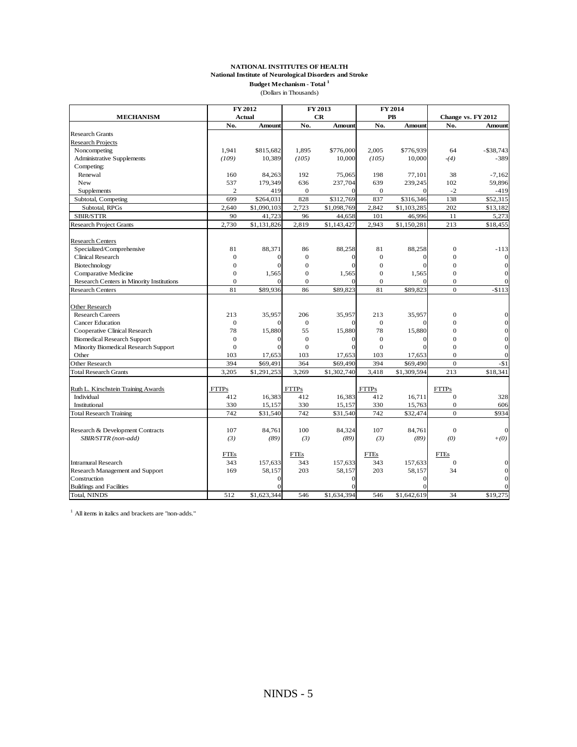**NATIONAL INSTITUTES OF HEALTH**
**National Institute of Neurological Disorders and Stroke**
**Budget Mechanism - Total [1]**
(Dollars in Thousands)

| MECHANISM | FY 2012 Actual | | FY 2013 CR | | FY 2014 PB | | Change vs. FY 2012 | |
|---|---|---|---|---|---|---|---|---|
| | No. | Amount | No. | Amount | No. | Amount | No. | Amount |
| Research Grants | | | | | | | | |
| Research Projects | | | | | | | | |
| Noncompeting | 1,941 | $815,682 | 1,895 | $776,000 | 2,005 | $776,939 | 64 | -$38,743 |
| Administrative Supplements | *(109)* | 10,389 | *(105)* | 10,000 | *(105)* | 10,000 | *-(4)* | -389 |
| Competing: | | | | | | | | |
| Renewal | 160 | 84,263 | 192 | 75,065 | 198 | 77,101 | 38 | -7,162 |
| New | 537 | 179,349 | 636 | 237,704 | 639 | 239,245 | 102 | 59,896 |
| Supplements | 2 | 419 | 0 | 0 | 0 | 0 | -2 | -419 |
| Subtotal, Competing | 699 | $264,031 | 828 | $312,769 | 837 | $316,346 | 138 | $52,315 |
| Subtotal, RPGs | 2,640 | $1,090,103 | 2,723 | $1,098,769 | 2,842 | $1,103,285 | 202 | $13,182 |
| SBIR/STTR | 90 | 41,723 | 96 | 44,658 | 101 | 46,996 | 11 | 5,273 |
| Research Project Grants | 2,730 | $1,131,826 | 2,819 | $1,143,427 | 2,943 | $1,150,281 | 213 | $18,455 |
| | | | | | | | | |
| Research Centers | | | | | | | | |
| Specialized/Comprehensive | 81 | 88,371 | 86 | 88,258 | 81 | 88,258 | 0 | -113 |
| Clinical Research | 0 | 0 | 0 | 0 | 0 | 0 | 0 | 0 |
| Biotechnology | 0 | 0 | 0 | 0 | 0 | 0 | 0 | 0 |
| Comparative Medicine | 0 | 1,565 | 0 | 1,565 | 0 | 1,565 | 0 | 0 |
| Research Centers in Minority Institutions | 0 | 0 | 0 | 0 | 0 | 0 | 0 | 0 |
| Research Centers | 81 | $89,936 | 86 | $89,823 | 81 | $89,823 | 0 | -$113 |
| | | | | | | | | |
| Other Research | | | | | | | | |
| Research Careers | 213 | 35,957 | 206 | 35,957 | 213 | 35,957 | 0 | 0 |
| Cancer Education | 0 | 0 | 0 | 0 | 0 | 0 | 0 | 0 |
| Cooperative Clinical Research | 78 | 15,880 | 55 | 15,880 | 78 | 15,880 | 0 | 0 |
| Biomedical Research Support | 0 | 0 | 0 | 0 | 0 | 0 | 0 | 0 |
| Minority Biomedical Research Support | 0 | 0 | 0 | 0 | 0 | 0 | 0 | 0 |
| Other | 103 | 17,653 | 103 | 17,653 | 103 | 17,653 | 0 | 0 |
| Other Research | 394 | $69,491 | 364 | $69,490 | 394 | $69,490 | 0 | -$1 |
| Total Research Grants | 3,205 | $1,291,253 | 3,269 | $1,302,740 | 3,418 | $1,309,594 | 213 | $18,341 |
| | | | | | | | | |
| Ruth L. Kirschstein Training Awards | FTTPs | | FTTPs | | FTTPs | | FTTPs | |
| Individual | 412 | 16,383 | 412 | 16,383 | 412 | 16,711 | 0 | 328 |
| Institutional | 330 | 15,157 | 330 | 15,157 | 330 | 15,763 | 0 | 606 |
| Total Research Training | 742 | $31,540 | 742 | $31,540 | 742 | $32,474 | 0 | $934 |
| | | | | | | | | |
| Research & Development Contracts | 107 | 84,761 | 100 | 84,324 | 107 | 84,761 | 0 | 0 |
| *SBIR/STTR (non-add)* | *(3)* | *(89)* | *(3)* | *(89)* | *(3)* | *(89)* | *(0)* | *+(0)* |
| | | | | | | | | |
| | FTEs | | FTEs | | FTEs | | FTEs | |
| Intramural Research | 343 | 157,633 | 343 | 157,633 | 343 | 157,633 | 0 | 0 |
| Research Management and Support | 169 | 58,157 | 203 | 58,157 | 203 | 58,157 | 34 | 0 |
| Construction | | 0 | | 0 | | 0 | | 0 |
| Buildings and Facilities | | 0 | | 0 | | 0 | | 0 |
| Total, NINDS | 512 | $1,623,344 | 546 | $1,634,394 | 546 | $1,642,619 | 34 | $19,275 |

[1] All items in italics and brackets are "non-adds."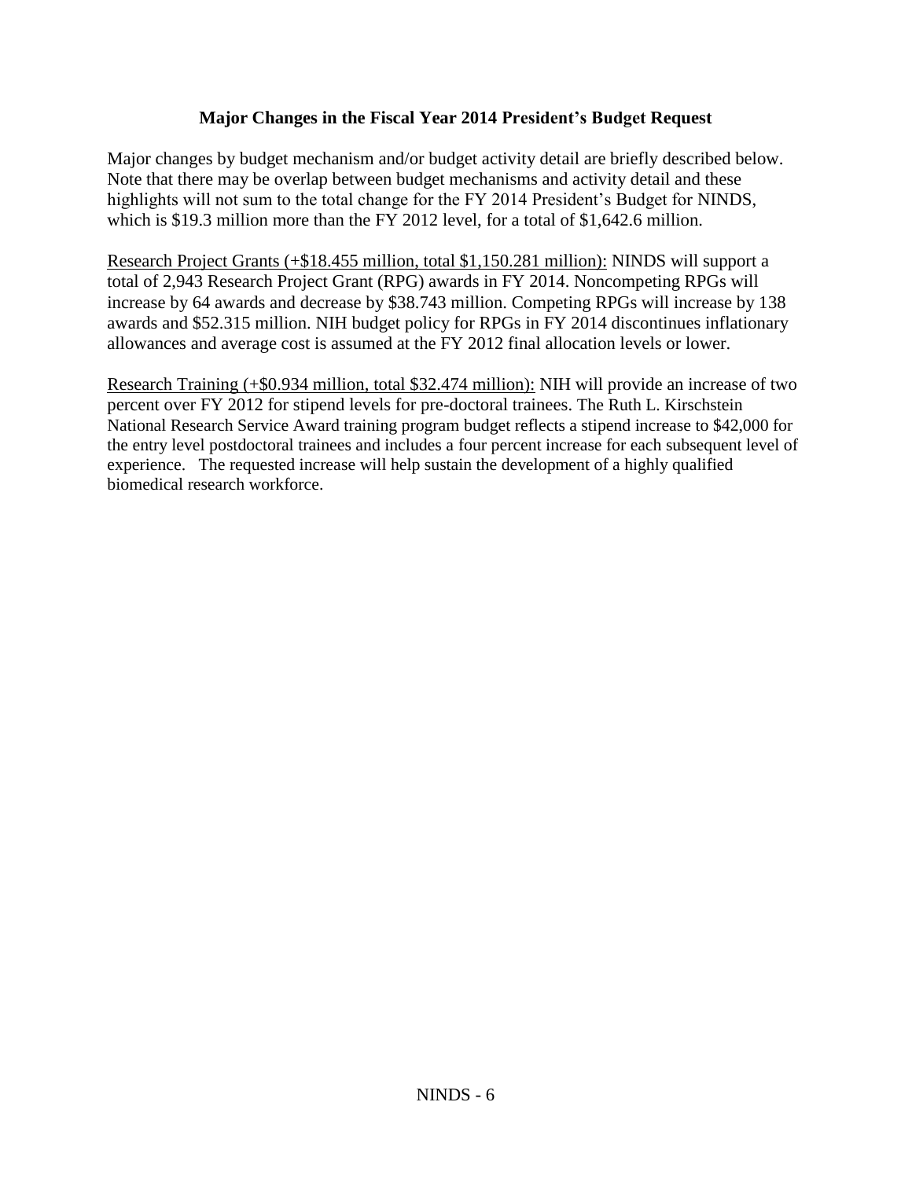## Major Changes in the Fiscal Year 2014 President's Budget Request

Major changes by budget mechanism and/or budget activity detail are briefly described below. Note that there may be overlap between budget mechanisms and activity detail and these highlights will not sum to the total change for the FY 2014 President's Budget for NINDS, which is $19.3 million more than the FY 2012 level, for a total of $1,642.6 million.

Research Project Grants (+$18.455 million, total $1,150.281 million): NINDS will support a total of 2,943 Research Project Grant (RPG) awards in FY 2014. Noncompeting RPGs will increase by 64 awards and decrease by $38.743 million. Competing RPGs will increase by 138 awards and $52.315 million. NIH budget policy for RPGs in FY 2014 discontinues inflationary allowances and average cost is assumed at the FY 2012 final allocation levels or lower.

Research Training (+$0.934 million, total $32.474 million): NIH will provide an increase of two percent over FY 2012 for stipend levels for pre-doctoral trainees. The Ruth L. Kirschstein National Research Service Award training program budget reflects a stipend increase to $42,000 for the entry level postdoctoral trainees and includes a four percent increase for each subsequent level of experience. The requested increase will help sustain the development of a highly qualified biomedical research workforce.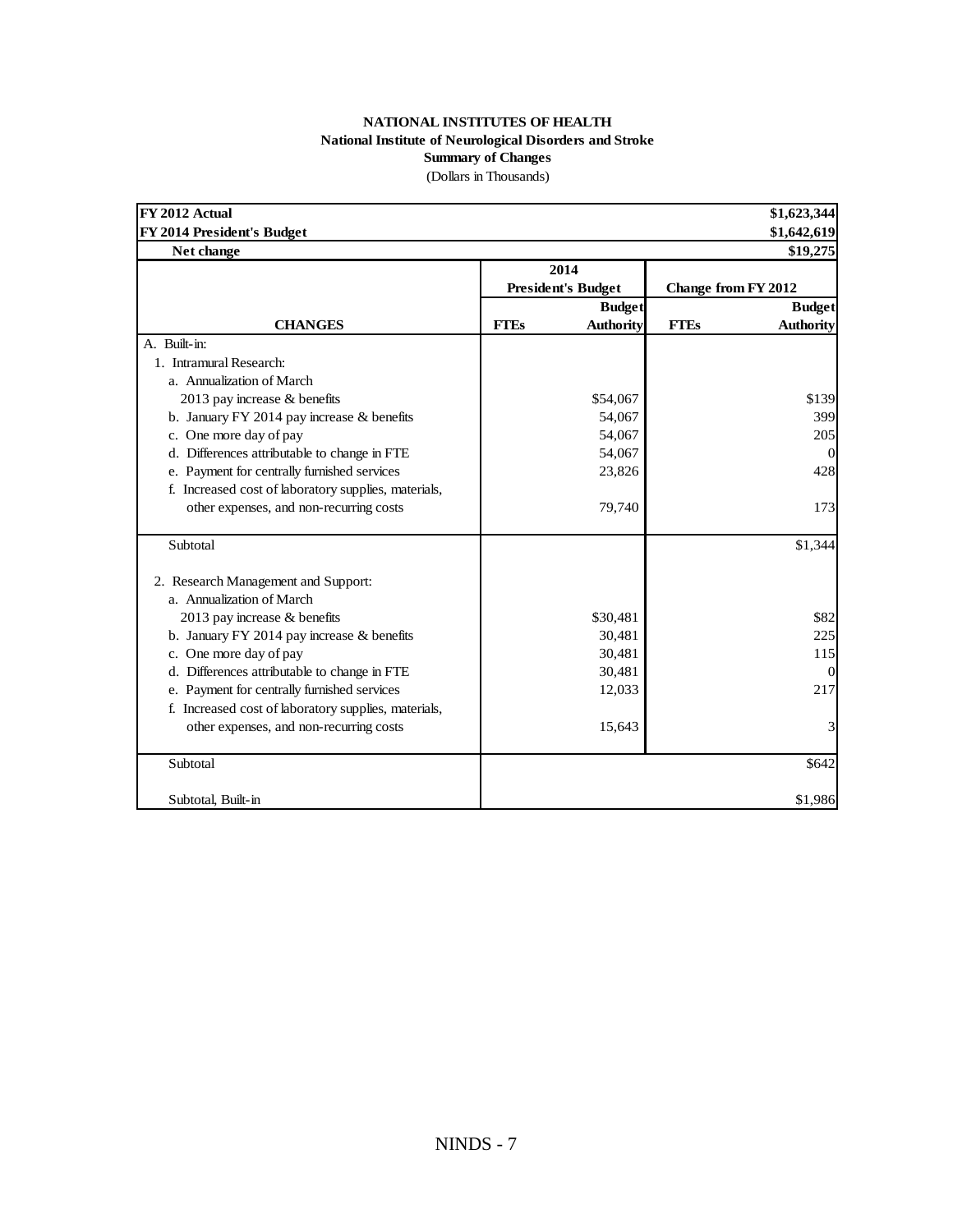**NATIONAL INSTITUTES OF HEALTH**
**National Institute of Neurological Disorders and Stroke**
**Summary of Changes**
(Dollars in Thousands)

| **FY 2012 Actual** | | | | **$1,623,344** |
|---|---|---|---|---|
| **FY 2014 President's Budget** | | | | **$1,642,619** |
| **Net change** | | | | **$19,275** |
| | **2014 President's Budget** | | **Change from FY 2012** | |
| **CHANGES** | **FTEs** | **Budget Authority** | **FTEs** | **Budget Authority** |
| A. Built-in: | | | | |
| 1. Intramural Research: | | | | |
| a. Annualization of March 2013 pay increase & benefits | | $54,067 | | $139 |
| b. January FY 2014 pay increase & benefits | | 54,067 | | 399 |
| c. One more day of pay | | 54,067 | | 205 |
| d. Differences attributable to change in FTE | | 54,067 | | 0 |
| e. Payment for centrally furnished services | | 23,826 | | 428 |
| f. Increased cost of laboratory supplies, materials, other expenses, and non-recurring costs | | 79,740 | | 173 |
| Subtotal | | | | $1,344 |
| 2. Research Management and Support: | | | | |
| a. Annualization of March 2013 pay increase & benefits | | $30,481 | | $82 |
| b. January FY 2014 pay increase & benefits | | 30,481 | | 225 |
| c. One more day of pay | | 30,481 | | 115 |
| d. Differences attributable to change in FTE | | 30,481 | | 0 |
| e. Payment for centrally furnished services | | 12,033 | | 217 |
| f. Increased cost of laboratory supplies, materials, other expenses, and non-recurring costs | | 15,643 | | 3 |
| Subtotal | | | | $642 |
| Subtotal, Built-in | | | | $1,986 |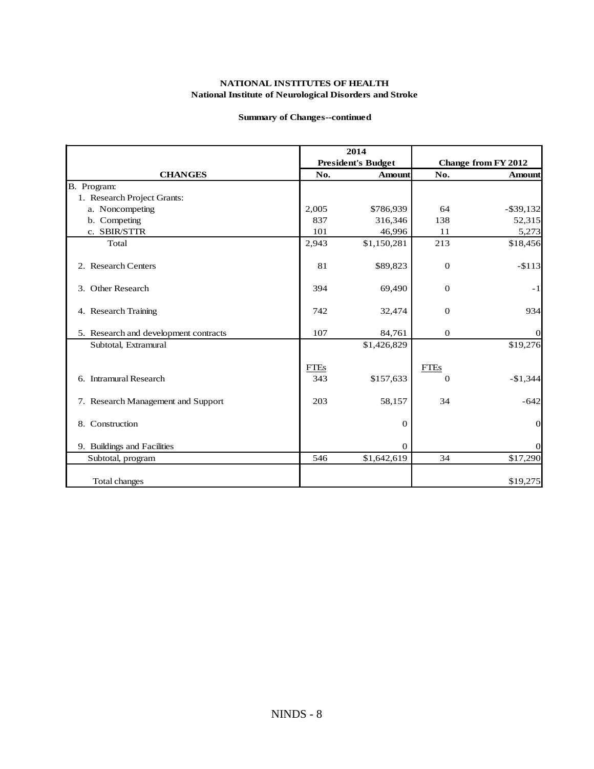**NATIONAL INSTITUTES OF HEALTH**
**National Institute of Neurological Disorders and Stroke**

**Summary of Changes--continued**

| | 2014 President's Budget | | Change from FY 2012 | |
|---|---|---|---|---|
| **CHANGES** | **No.** | **Amount** | **No.** | **Amount** |
| B. Program: | | | | |
| 1. Research Project Grants: | | | | |
| a. Noncompeting | 2,005 | \$786,939 | 64 | -\$39,132 |
| b. Competing | 837 | 316,346 | 138 | 52,315 |
| c. SBIR/STTR | 101 | 46,996 | 11 | 5,273 |
| Total | 2,943 | \$1,150,281 | 213 | \$18,456 |
| 2. Research Centers | 81 | \$89,823 | 0 | -\$113 |
| 3. Other Research | 394 | 69,490 | 0 | -1 |
| 4. Research Training | 742 | 32,474 | 0 | 934 |
| 5. Research and development contracts | 107 | 84,761 | 0 | 0 |
| Subtotal, Extramural | | \$1,426,829 | | \$19,276 |
| | FTEs | | FTEs | |
| 6. Intramural Research | 343 | \$157,633 | 0 | -\$1,344 |
| 7. Research Management and Support | 203 | 58,157 | 34 | -642 |
| 8. Construction | | 0 | | 0 |
| 9. Buildings and Facilities | | 0 | | 0 |
| Subtotal, program | 546 | \$1,642,619 | 34 | \$17,290 |
| Total changes | | | | \$19,275 |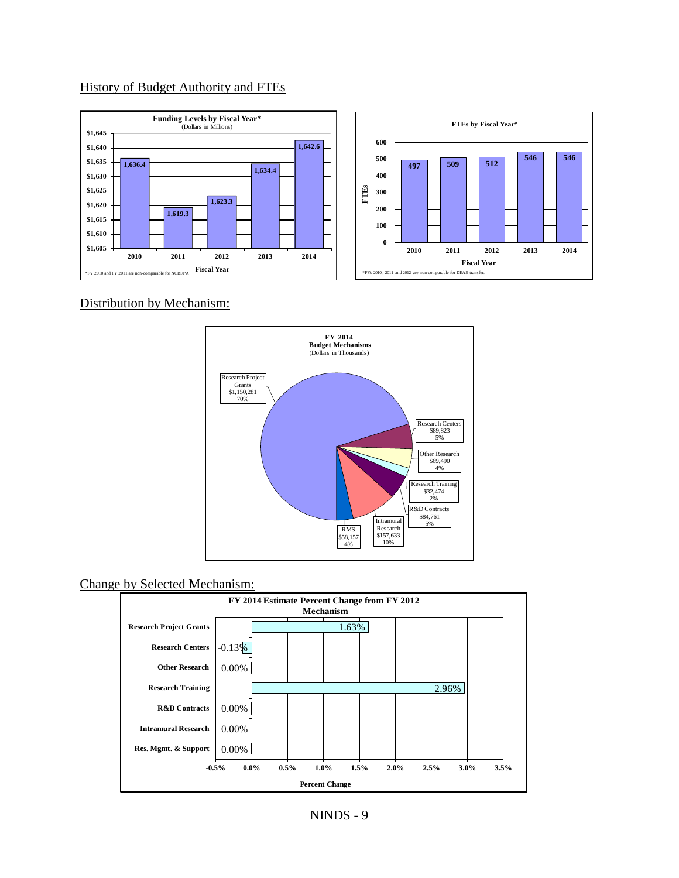## History of Budget Authority and FTEs

**Funding Levels by Fiscal Year***
(Dollars in Millions)

| Fiscal Year | Funding |
|---|---|
| 2010 | 1,636.4 |
| 2011 | 1,619.3 |
| 2012 | 1,623.3 |
| 2013 | 1,634.4 |
| 2014 | 1,642.6 |

*FY 2010 and FY 2011 are non-comparable for NCBI/PA

**FTEs by Fiscal Year***

| Fiscal Year | FTEs |
|---|---|
| 2010 | 497 |
| 2011 | 509 |
| 2012 | 512 |
| 2013 | 546 |
| 2014 | 546 |

*FYs 2010, 2011 and 2012 are non-comparable for DEAS transfer.

## Distribution by Mechanism:

**FY 2014 Budget Mechanisms**
(Dollars in Thousands)

| Mechanism | Amount | Percent |
|---|---|---|
| Research Project Grants | $1,150,281 | 70% |
| Research Centers | $89,823 | 5% |
| Other Research | $69,490 | 4% |
| Research Training | $32,474 | 2% |
| R&D Contracts | $84,761 | 5% |
| Intramural Research | $157,633 | 10% |
| RMS | $58,157 | 4% |

## Change by Selected Mechanism:

**FY 2014 Estimate Percent Change from FY 2012 Mechanism**

| Mechanism | Percent Change |
|---|---|
| Research Project Grants | 1.63% |
| Research Centers | -0.13% |
| Other Research | 0.00% |
| Research Training | 2.96% |
| R&D Contracts | 0.00% |
| Intramural Research | 0.00% |
| Res. Mgmt. & Support | 0.00% |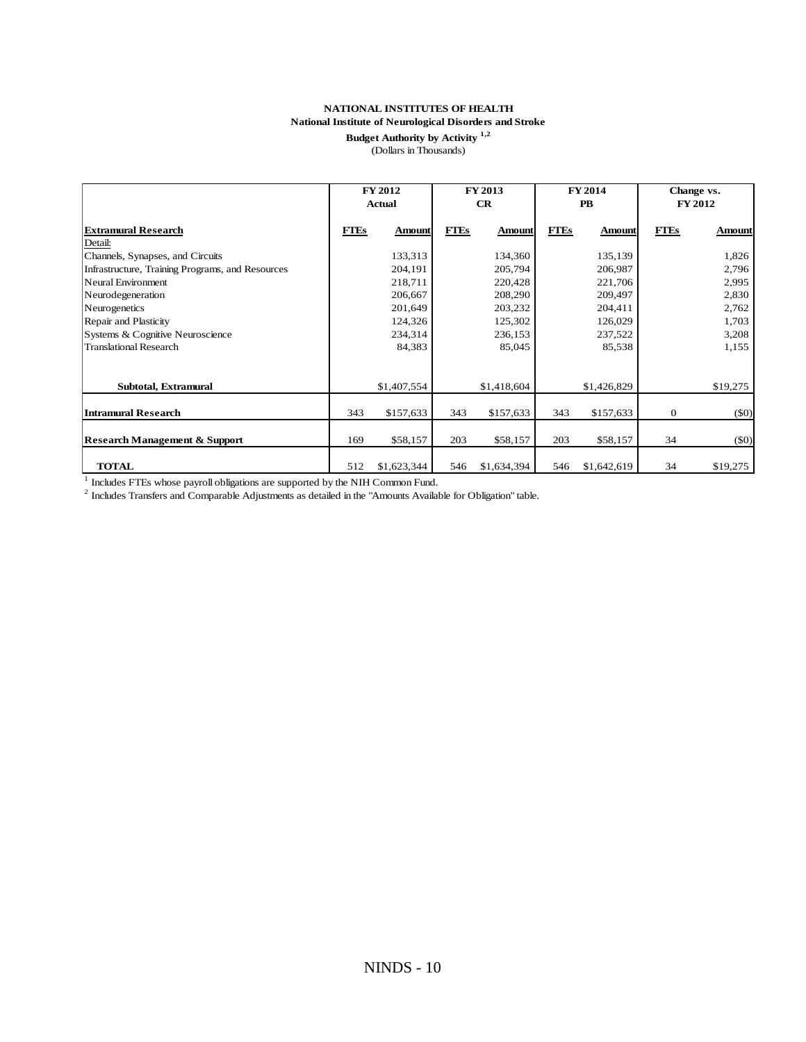**NATIONAL INSTITUTES OF HEALTH**
**National Institute of Neurological Disorders and Stroke**
**Budget Authority by Activity [1,2]**
(Dollars in Thousands)

| | FY 2012 Actual | | FY 2013 CR | | FY 2014 PB | | Change vs. FY 2012 | |
|---|---|---|---|---|---|---|---|---|
| **Extramural Research** | **FTEs** | **Amount** | **FTEs** | **Amount** | **FTEs** | **Amount** | **FTEs** | **Amount** |
| Detail: | | | | | | | | |
| Channels, Synapses, and Circuits | | 133,313 | | 134,360 | | 135,139 | | 1,826 |
| Infrastructure, Training Programs, and Resources | | 204,191 | | 205,794 | | 206,987 | | 2,796 |
| Neural Environment | | 218,711 | | 220,428 | | 221,706 | | 2,995 |
| Neurodegeneration | | 206,667 | | 208,290 | | 209,497 | | 2,830 |
| Neurogenetics | | 201,649 | | 203,232 | | 204,411 | | 2,762 |
| Repair and Plasticity | | 124,326 | | 125,302 | | 126,029 | | 1,703 |
| Systems & Cognitive Neuroscience | | 234,314 | | 236,153 | | 237,522 | | 3,208 |
| Translational Research | | 84,383 | | 85,045 | | 85,538 | | 1,155 |
| **Subtotal, Extramural** | | $1,407,554 | | $1,418,604 | | $1,426,829 | | $19,275 |
| **Intramural Research** | 343 | $157,633 | 343 | $157,633 | 343 | $157,633 | 0 | ($0) |
| **Research Management & Support** | 169 | $58,157 | 203 | $58,157 | 203 | $58,157 | 34 | ($0) |
| **TOTAL** | 512 | $1,623,344 | 546 | $1,634,394 | 546 | $1,642,619 | 34 | $19,275 |

[1] Includes FTEs whose payroll obligations are supported by the NIH Common Fund.
[2] Includes Transfers and Comparable Adjustments as detailed in the "Amounts Available for Obligation" table.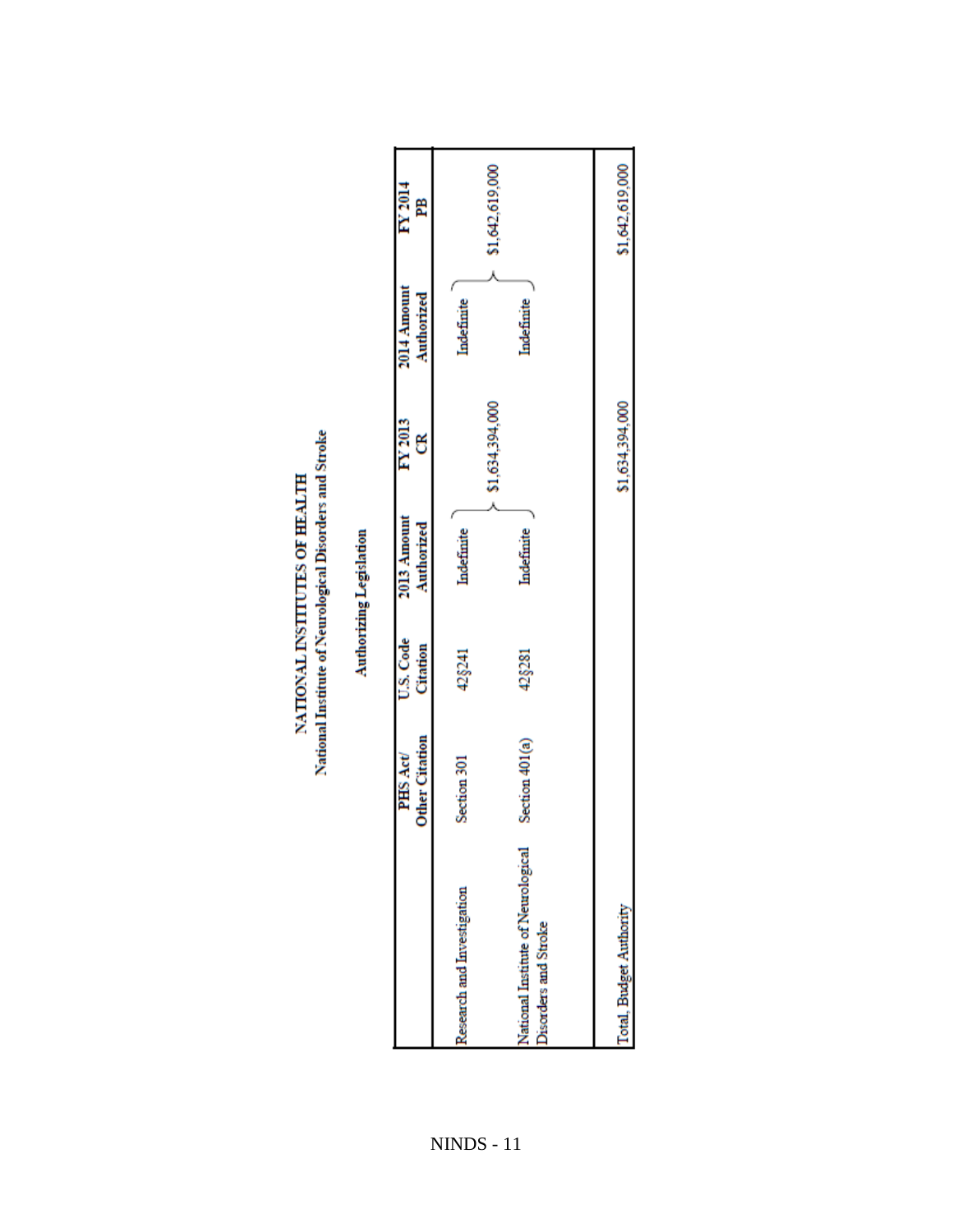# NATIONAL INSTITUTES OF HEALTH

## National Institute of Neurological Disorders and Stroke

### Authorizing Legislation

| | PHS Act/ Other Citation | U.S. Code Citation | 2013 Amount Authorized | FY 2013 CR | 2014 Amount Authorized | FY 2014 PB |
|---|---|---|---|---|---|---|
| Research and Investigation | Section 301 | 42§241 | Indefinite | $1,634,394,000 | Indefinite | $1,642,619,000 |
| National Institute of Neurological Disorders and Stroke | Section 401(a) | 42§281 | Indefinite | | Indefinite | |
| Total, Budget Authority | | | | $1,634,394,000 | | $1,642,619,000 |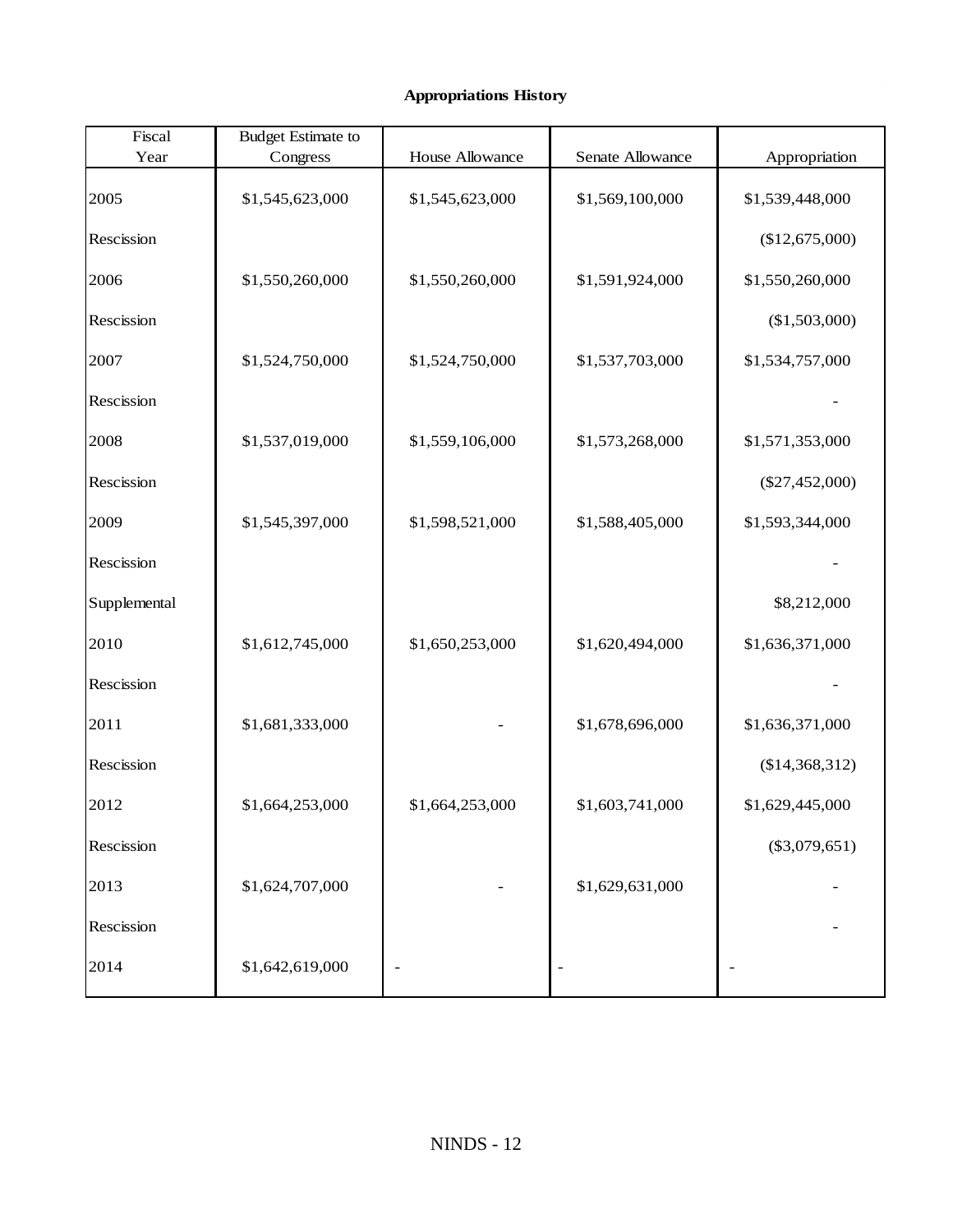**Appropriations History**

| Fiscal Year | Budget Estimate to Congress | House Allowance | Senate Allowance | Appropriation |
|---|---|---|---|---|
| 2005 | $1,545,623,000 | $1,545,623,000 | $1,569,100,000 | $1,539,448,000 |
| Rescission | | | | ($12,675,000) |
| 2006 | $1,550,260,000 | $1,550,260,000 | $1,591,924,000 | $1,550,260,000 |
| Rescission | | | | ($1,503,000) |
| 2007 | $1,524,750,000 | $1,524,750,000 | $1,537,703,000 | $1,534,757,000 |
| Rescission | | | | - |
| 2008 | $1,537,019,000 | $1,559,106,000 | $1,573,268,000 | $1,571,353,000 |
| Rescission | | | | ($27,452,000) |
| 2009 | $1,545,397,000 | $1,598,521,000 | $1,588,405,000 | $1,593,344,000 |
| Rescission | | | | - |
| Supplemental | | | | $8,212,000 |
| 2010 | $1,612,745,000 | $1,650,253,000 | $1,620,494,000 | $1,636,371,000 |
| Rescission | | | | - |
| 2011 | $1,681,333,000 | - | $1,678,696,000 | $1,636,371,000 |
| Rescission | | | | ($14,368,312) |
| 2012 | $1,664,253,000 | $1,664,253,000 | $1,603,741,000 | $1,629,445,000 |
| Rescission | | | | ($3,079,651) |
| 2013 | $1,624,707,000 | - | $1,629,631,000 | - |
| Rescission | | | | - |
| 2014 | $1,642,619,000 | - | - | - |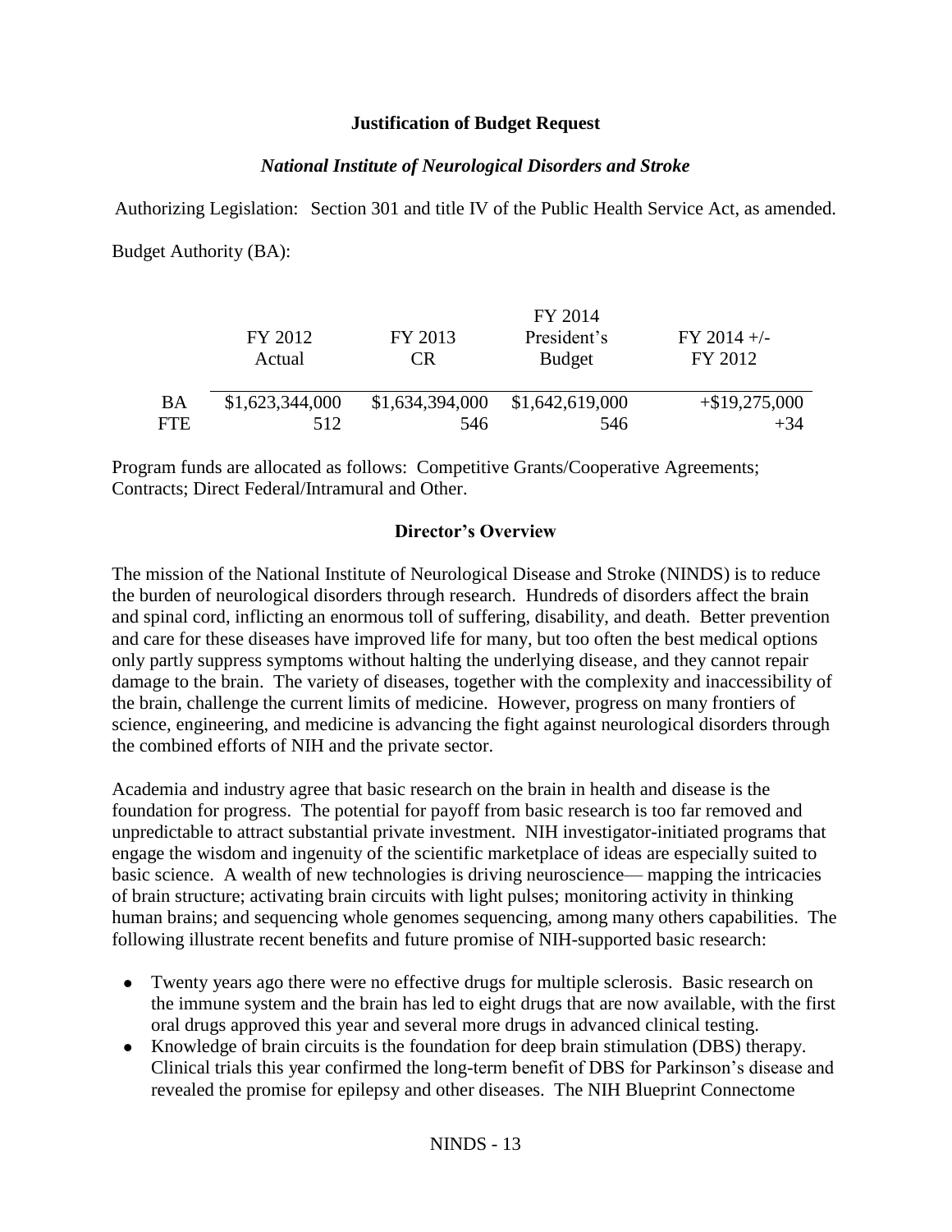**Justification of Budget Request**

***National Institute of Neurological Disorders and Stroke***

Authorizing Legislation: Section 301 and title IV of the Public Health Service Act, as amended.

Budget Authority (BA):

| | FY 2012 Actual | FY 2013 CR | FY 2014 President's Budget | FY 2014 +/- FY 2012 |
|---|---|---|---|---|
| BA | $1,623,344,000 | $1,634,394,000 | $1,642,619,000 | +$19,275,000 |
| FTE | 512 | 546 | 546 | +34 |

Program funds are allocated as follows: Competitive Grants/Cooperative Agreements; Contracts; Direct Federal/Intramural and Other.

**Director's Overview**

The mission of the National Institute of Neurological Disease and Stroke (NINDS) is to reduce the burden of neurological disorders through research. Hundreds of disorders affect the brain and spinal cord, inflicting an enormous toll of suffering, disability, and death. Better prevention and care for these diseases have improved life for many, but too often the best medical options only partly suppress symptoms without halting the underlying disease, and they cannot repair damage to the brain. The variety of diseases, together with the complexity and inaccessibility of the brain, challenge the current limits of medicine. However, progress on many frontiers of science, engineering, and medicine is advancing the fight against neurological disorders through the combined efforts of NIH and the private sector.

Academia and industry agree that basic research on the brain in health and disease is the foundation for progress. The potential for payoff from basic research is too far removed and unpredictable to attract substantial private investment. NIH investigator-initiated programs that engage the wisdom and ingenuity of the scientific marketplace of ideas are especially suited to basic science. A wealth of new technologies is driving neuroscience— mapping the intricacies of brain structure; activating brain circuits with light pulses; monitoring activity in thinking human brains; and sequencing whole genomes sequencing, among many others capabilities. The following illustrate recent benefits and future promise of NIH-supported basic research:

- Twenty years ago there were no effective drugs for multiple sclerosis. Basic research on the immune system and the brain has led to eight drugs that are now available, with the first oral drugs approved this year and several more drugs in advanced clinical testing.
- Knowledge of brain circuits is the foundation for deep brain stimulation (DBS) therapy. Clinical trials this year confirmed the long-term benefit of DBS for Parkinson's disease and revealed the promise for epilepsy and other diseases. The NIH Blueprint Connectome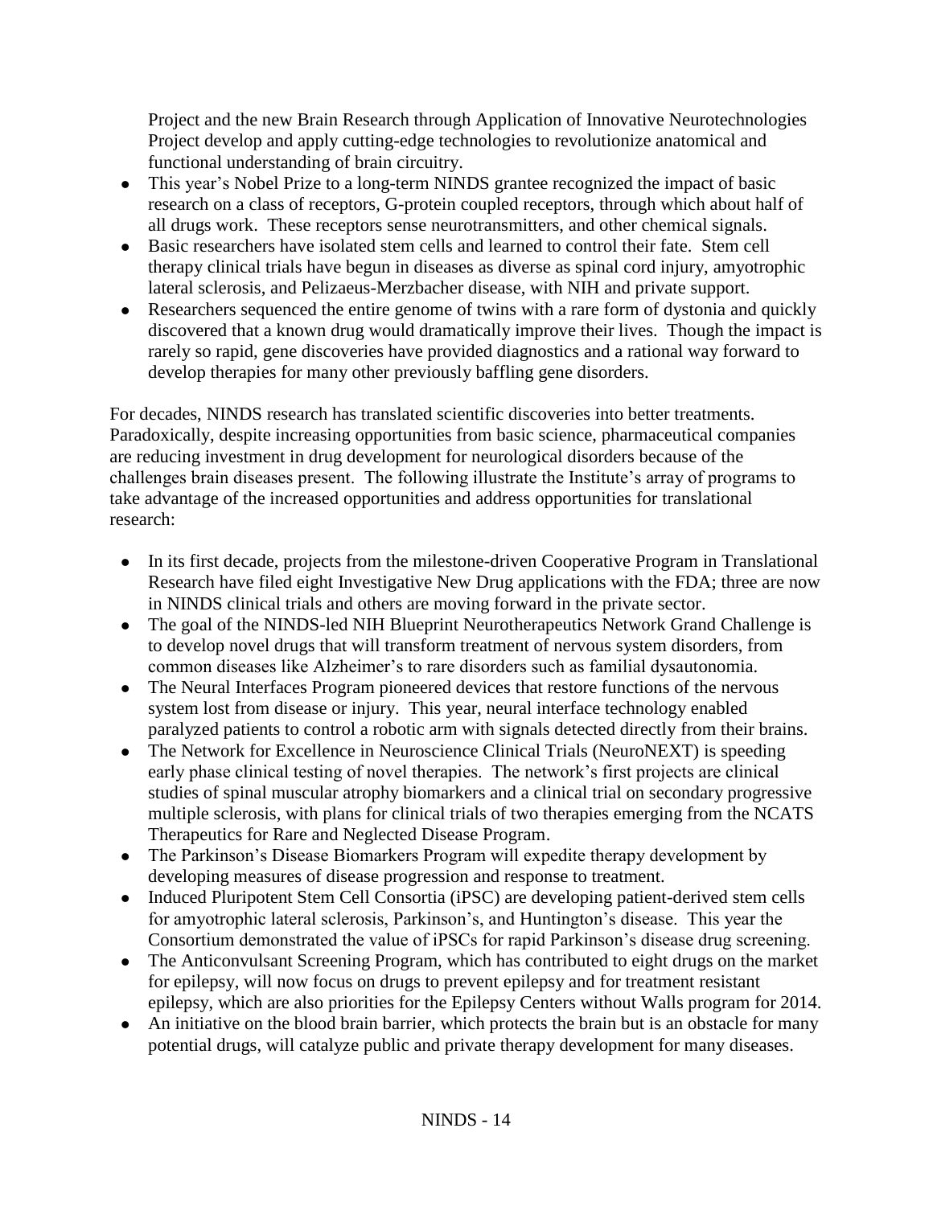Project and the new Brain Research through Application of Innovative Neurotechnologies Project develop and apply cutting-edge technologies to revolutionize anatomical and functional understanding of brain circuitry.

- This year's Nobel Prize to a long-term NINDS grantee recognized the impact of basic research on a class of receptors, G-protein coupled receptors, through which about half of all drugs work. These receptors sense neurotransmitters, and other chemical signals.
- Basic researchers have isolated stem cells and learned to control their fate. Stem cell therapy clinical trials have begun in diseases as diverse as spinal cord injury, amyotrophic lateral sclerosis, and Pelizaeus-Merzbacher disease, with NIH and private support.
- Researchers sequenced the entire genome of twins with a rare form of dystonia and quickly discovered that a known drug would dramatically improve their lives. Though the impact is rarely so rapid, gene discoveries have provided diagnostics and a rational way forward to develop therapies for many other previously baffling gene disorders.

For decades, NINDS research has translated scientific discoveries into better treatments. Paradoxically, despite increasing opportunities from basic science, pharmaceutical companies are reducing investment in drug development for neurological disorders because of the challenges brain diseases present. The following illustrate the Institute's array of programs to take advantage of the increased opportunities and address opportunities for translational research:

- In its first decade, projects from the milestone-driven Cooperative Program in Translational Research have filed eight Investigative New Drug applications with the FDA; three are now in NINDS clinical trials and others are moving forward in the private sector.
- The goal of the NINDS-led NIH Blueprint Neurotherapeutics Network Grand Challenge is to develop novel drugs that will transform treatment of nervous system disorders, from common diseases like Alzheimer's to rare disorders such as familial dysautonomia.
- The Neural Interfaces Program pioneered devices that restore functions of the nervous system lost from disease or injury. This year, neural interface technology enabled paralyzed patients to control a robotic arm with signals detected directly from their brains.
- The Network for Excellence in Neuroscience Clinical Trials (NeuroNEXT) is speeding early phase clinical testing of novel therapies. The network's first projects are clinical studies of spinal muscular atrophy biomarkers and a clinical trial on secondary progressive multiple sclerosis, with plans for clinical trials of two therapies emerging from the NCATS Therapeutics for Rare and Neglected Disease Program.
- The Parkinson's Disease Biomarkers Program will expedite therapy development by developing measures of disease progression and response to treatment.
- Induced Pluripotent Stem Cell Consortia (iPSC) are developing patient-derived stem cells for amyotrophic lateral sclerosis, Parkinson's, and Huntington's disease. This year the Consortium demonstrated the value of iPSCs for rapid Parkinson's disease drug screening.
- The Anticonvulsant Screening Program, which has contributed to eight drugs on the market for epilepsy, will now focus on drugs to prevent epilepsy and for treatment resistant epilepsy, which are also priorities for the Epilepsy Centers without Walls program for 2014.
- An initiative on the blood brain barrier, which protects the brain but is an obstacle for many potential drugs, will catalyze public and private therapy development for many diseases.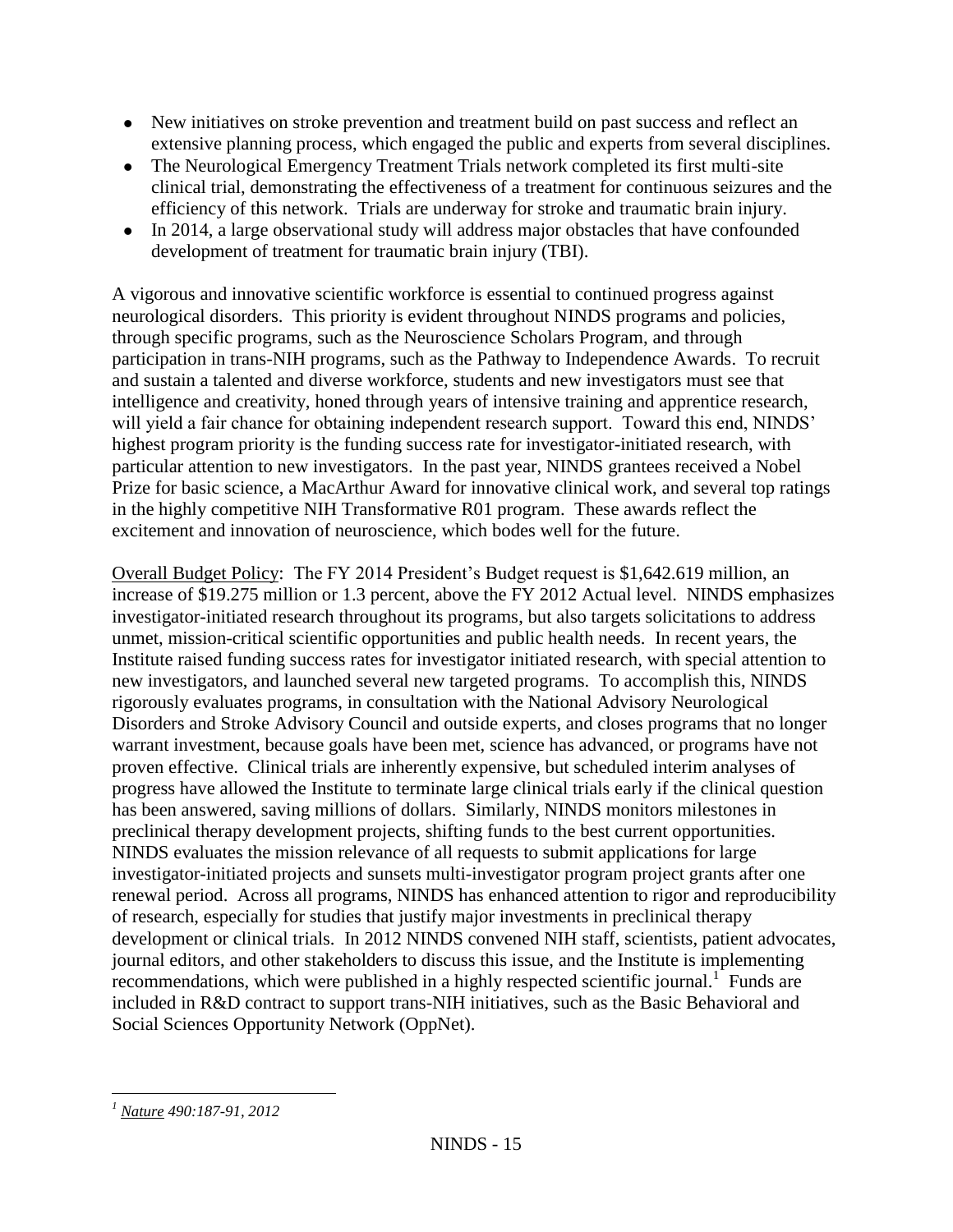- New initiatives on stroke prevention and treatment build on past success and reflect an extensive planning process, which engaged the public and experts from several disciplines.
- The Neurological Emergency Treatment Trials network completed its first multi-site clinical trial, demonstrating the effectiveness of a treatment for continuous seizures and the efficiency of this network. Trials are underway for stroke and traumatic brain injury.
- In 2014, a large observational study will address major obstacles that have confounded development of treatment for traumatic brain injury (TBI).

A vigorous and innovative scientific workforce is essential to continued progress against neurological disorders. This priority is evident throughout NINDS programs and policies, through specific programs, such as the Neuroscience Scholars Program, and through participation in trans-NIH programs, such as the Pathway to Independence Awards. To recruit and sustain a talented and diverse workforce, students and new investigators must see that intelligence and creativity, honed through years of intensive training and apprentice research, will yield a fair chance for obtaining independent research support. Toward this end, NINDS' highest program priority is the funding success rate for investigator-initiated research, with particular attention to new investigators. In the past year, NINDS grantees received a Nobel Prize for basic science, a MacArthur Award for innovative clinical work, and several top ratings in the highly competitive NIH Transformative R01 program. These awards reflect the excitement and innovation of neuroscience, which bodes well for the future.

Overall Budget Policy: The FY 2014 President's Budget request is $1,642.619 million, an increase of $19.275 million or 1.3 percent, above the FY 2012 Actual level. NINDS emphasizes investigator-initiated research throughout its programs, but also targets solicitations to address unmet, mission-critical scientific opportunities and public health needs. In recent years, the Institute raised funding success rates for investigator initiated research, with special attention to new investigators, and launched several new targeted programs. To accomplish this, NINDS rigorously evaluates programs, in consultation with the National Advisory Neurological Disorders and Stroke Advisory Council and outside experts, and closes programs that no longer warrant investment, because goals have been met, science has advanced, or programs have not proven effective. Clinical trials are inherently expensive, but scheduled interim analyses of progress have allowed the Institute to terminate large clinical trials early if the clinical question has been answered, saving millions of dollars. Similarly, NINDS monitors milestones in preclinical therapy development projects, shifting funds to the best current opportunities. NINDS evaluates the mission relevance of all requests to submit applications for large investigator-initiated projects and sunsets multi-investigator program project grants after one renewal period. Across all programs, NINDS has enhanced attention to rigor and reproducibility of research, especially for studies that justify major investments in preclinical therapy development or clinical trials. In 2012 NINDS convened NIH staff, scientists, patient advocates, journal editors, and other stakeholders to discuss this issue, and the Institute is implementing recommendations, which were published in a highly respected scientific journal.[1] Funds are included in R&D contract to support trans-NIH initiatives, such as the Basic Behavioral and Social Sciences Opportunity Network (OppNet).

---

[1] *Nature 490:187-91, 2012*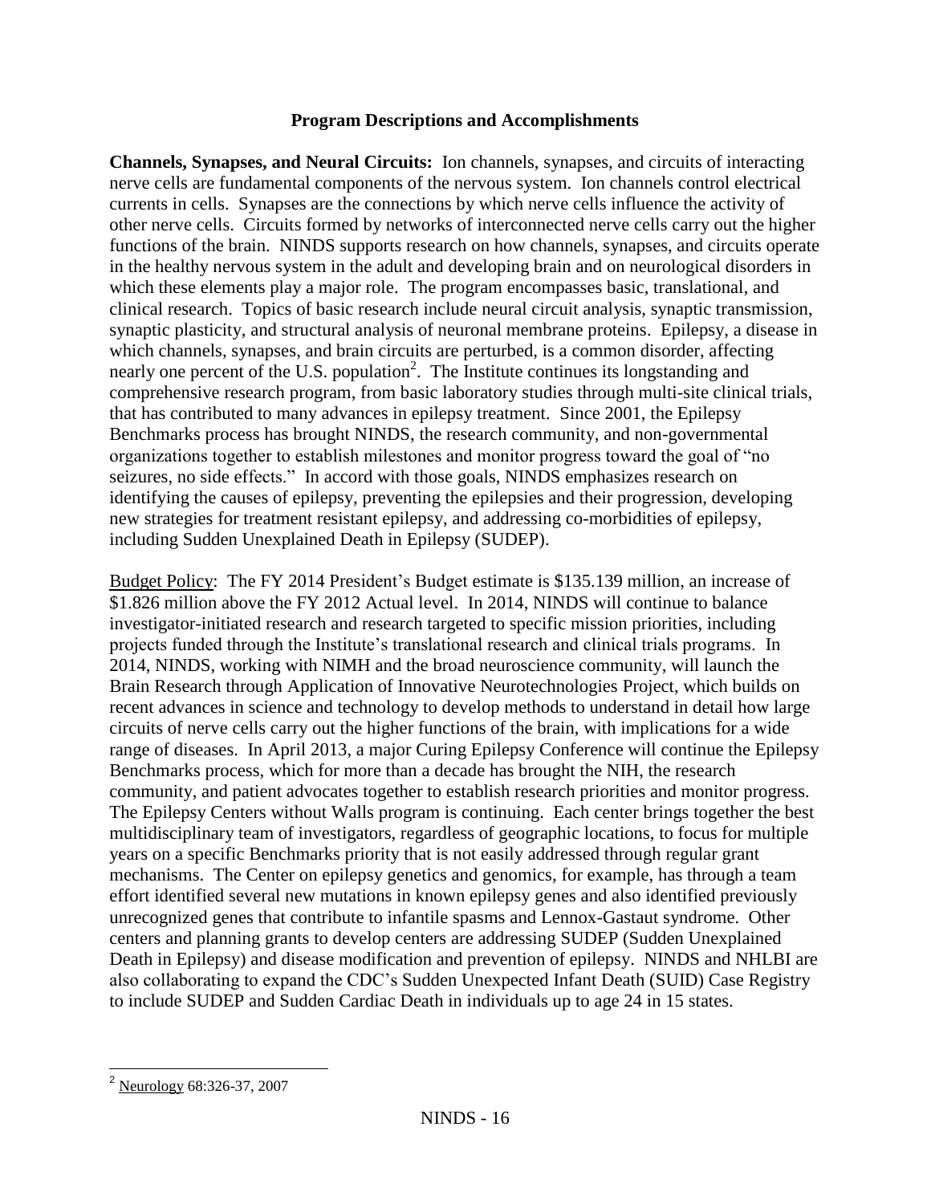## Program Descriptions and Accomplishments

**Channels, Synapses, and Neural Circuits:** Ion channels, synapses, and circuits of interacting nerve cells are fundamental components of the nervous system. Ion channels control electrical currents in cells. Synapses are the connections by which nerve cells influence the activity of other nerve cells. Circuits formed by networks of interconnected nerve cells carry out the higher functions of the brain. NINDS supports research on how channels, synapses, and circuits operate in the healthy nervous system in the adult and developing brain and on neurological disorders in which these elements play a major role. The program encompasses basic, translational, and clinical research. Topics of basic research include neural circuit analysis, synaptic transmission, synaptic plasticity, and structural analysis of neuronal membrane proteins. Epilepsy, a disease in which channels, synapses, and brain circuits are perturbed, is a common disorder, affecting nearly one percent of the U.S. population[2]. The Institute continues its longstanding and comprehensive research program, from basic laboratory studies through multi-site clinical trials, that has contributed to many advances in epilepsy treatment. Since 2001, the Epilepsy Benchmarks process has brought NINDS, the research community, and non-governmental organizations together to establish milestones and monitor progress toward the goal of "no seizures, no side effects." In accord with those goals, NINDS emphasizes research on identifying the causes of epilepsy, preventing the epilepsies and their progression, developing new strategies for treatment resistant epilepsy, and addressing co-morbidities of epilepsy, including Sudden Unexplained Death in Epilepsy (SUDEP).

Budget Policy: The FY 2014 President's Budget estimate is $135.139 million, an increase of $1.826 million above the FY 2012 Actual level. In 2014, NINDS will continue to balance investigator-initiated research and research targeted to specific mission priorities, including projects funded through the Institute's translational research and clinical trials programs. In 2014, NINDS, working with NIMH and the broad neuroscience community, will launch the Brain Research through Application of Innovative Neurotechnologies Project, which builds on recent advances in science and technology to develop methods to understand in detail how large circuits of nerve cells carry out the higher functions of the brain, with implications for a wide range of diseases. In April 2013, a major Curing Epilepsy Conference will continue the Epilepsy Benchmarks process, which for more than a decade has brought the NIH, the research community, and patient advocates together to establish research priorities and monitor progress. The Epilepsy Centers without Walls program is continuing. Each center brings together the best multidisciplinary team of investigators, regardless of geographic locations, to focus for multiple years on a specific Benchmarks priority that is not easily addressed through regular grant mechanisms. The Center on epilepsy genetics and genomics, for example, has through a team effort identified several new mutations in known epilepsy genes and also identified previously unrecognized genes that contribute to infantile spasms and Lennox-Gastaut syndrome. Other centers and planning grants to develop centers are addressing SUDEP (Sudden Unexplained Death in Epilepsy) and disease modification and prevention of epilepsy. NINDS and NHLBI are also collaborating to expand the CDC's Sudden Unexpected Infant Death (SUID) Case Registry to include SUDEP and Sudden Cardiac Death in individuals up to age 24 in 15 states.

[2] Neurology 68:326-37, 2007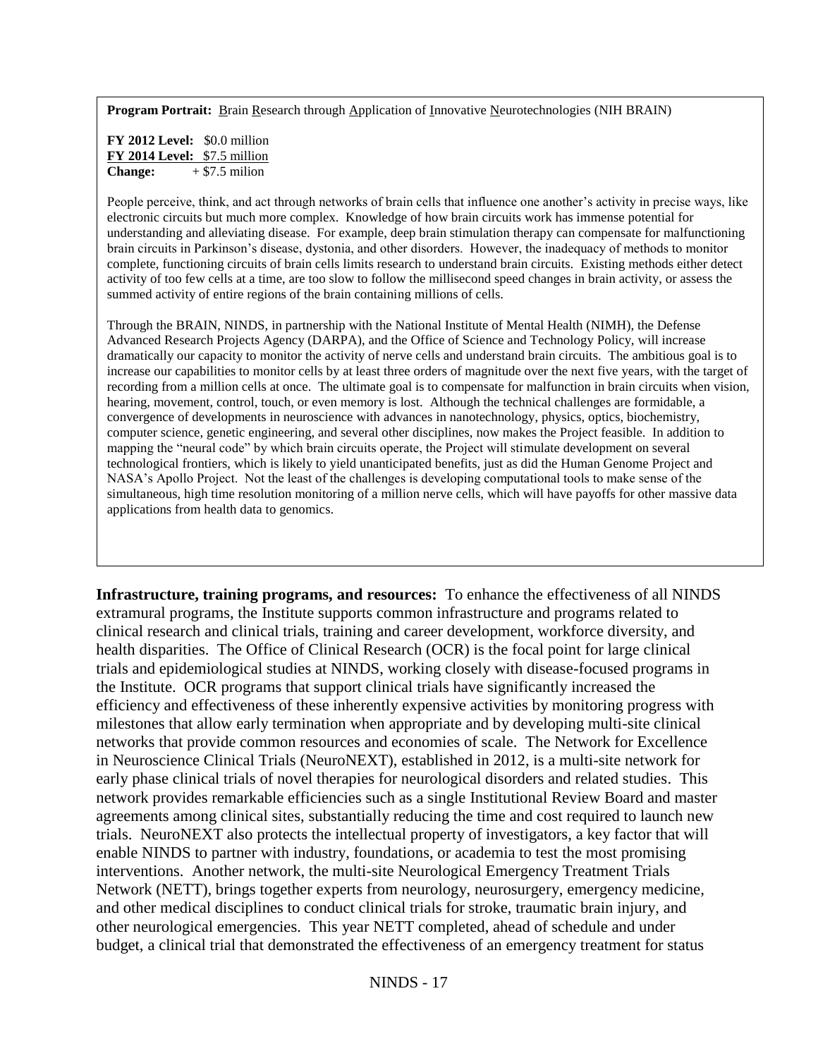**Program Portrait:** Brain Research through Application of Innovative Neurotechnologies (NIH BRAIN)

**FY 2012 Level:** $0.0 million
**FY 2014 Level:** $7.5 million
**Change:** + $7.5 milion

People perceive, think, and act through networks of brain cells that influence one another's activity in precise ways, like electronic circuits but much more complex. Knowledge of how brain circuits work has immense potential for understanding and alleviating disease. For example, deep brain stimulation therapy can compensate for malfunctioning brain circuits in Parkinson's disease, dystonia, and other disorders. However, the inadequacy of methods to monitor complete, functioning circuits of brain cells limits research to understand brain circuits. Existing methods either detect activity of too few cells at a time, are too slow to follow the millisecond speed changes in brain activity, or assess the summed activity of entire regions of the brain containing millions of cells.

Through the BRAIN, NINDS, in partnership with the National Institute of Mental Health (NIMH), the Defense Advanced Research Projects Agency (DARPA), and the Office of Science and Technology Policy, will increase dramatically our capacity to monitor the activity of nerve cells and understand brain circuits. The ambitious goal is to increase our capabilities to monitor cells by at least three orders of magnitude over the next five years, with the target of recording from a million cells at once. The ultimate goal is to compensate for malfunction in brain circuits when vision, hearing, movement, control, touch, or even memory is lost. Although the technical challenges are formidable, a convergence of developments in neuroscience with advances in nanotechnology, physics, optics, biochemistry, computer science, genetic engineering, and several other disciplines, now makes the Project feasible. In addition to mapping the "neural code" by which brain circuits operate, the Project will stimulate development on several technological frontiers, which is likely to yield unanticipated benefits, just as did the Human Genome Project and NASA's Apollo Project. Not the least of the challenges is developing computational tools to make sense of the simultaneous, high time resolution monitoring of a million nerve cells, which will have payoffs for other massive data applications from health data to genomics.

**Infrastructure, training programs, and resources:** To enhance the effectiveness of all NINDS extramural programs, the Institute supports common infrastructure and programs related to clinical research and clinical trials, training and career development, workforce diversity, and health disparities. The Office of Clinical Research (OCR) is the focal point for large clinical trials and epidemiological studies at NINDS, working closely with disease-focused programs in the Institute. OCR programs that support clinical trials have significantly increased the efficiency and effectiveness of these inherently expensive activities by monitoring progress with milestones that allow early termination when appropriate and by developing multi-site clinical networks that provide common resources and economies of scale. The Network for Excellence in Neuroscience Clinical Trials (NeuroNEXT), established in 2012, is a multi-site network for early phase clinical trials of novel therapies for neurological disorders and related studies. This network provides remarkable efficiencies such as a single Institutional Review Board and master agreements among clinical sites, substantially reducing the time and cost required to launch new trials. NeuroNEXT also protects the intellectual property of investigators, a key factor that will enable NINDS to partner with industry, foundations, or academia to test the most promising interventions. Another network, the multi-site Neurological Emergency Treatment Trials Network (NETT), brings together experts from neurology, neurosurgery, emergency medicine, and other medical disciplines to conduct clinical trials for stroke, traumatic brain injury, and other neurological emergencies. This year NETT completed, ahead of schedule and under budget, a clinical trial that demonstrated the effectiveness of an emergency treatment for status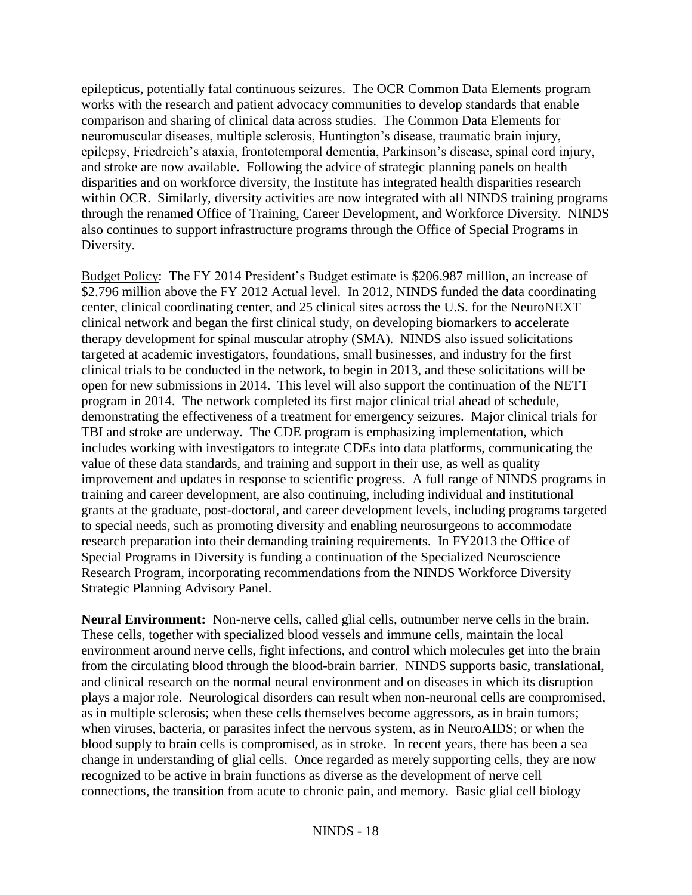epilepticus, potentially fatal continuous seizures. The OCR Common Data Elements program works with the research and patient advocacy communities to develop standards that enable comparison and sharing of clinical data across studies. The Common Data Elements for neuromuscular diseases, multiple sclerosis, Huntington's disease, traumatic brain injury, epilepsy, Friedreich's ataxia, frontotemporal dementia, Parkinson's disease, spinal cord injury, and stroke are now available. Following the advice of strategic planning panels on health disparities and on workforce diversity, the Institute has integrated health disparities research within OCR. Similarly, diversity activities are now integrated with all NINDS training programs through the renamed Office of Training, Career Development, and Workforce Diversity. NINDS also continues to support infrastructure programs through the Office of Special Programs in Diversity.

Budget Policy: The FY 2014 President's Budget estimate is \$206.987 million, an increase of \$2.796 million above the FY 2012 Actual level. In 2012, NINDS funded the data coordinating center, clinical coordinating center, and 25 clinical sites across the U.S. for the NeuroNEXT clinical network and began the first clinical study, on developing biomarkers to accelerate therapy development for spinal muscular atrophy (SMA). NINDS also issued solicitations targeted at academic investigators, foundations, small businesses, and industry for the first clinical trials to be conducted in the network, to begin in 2013, and these solicitations will be open for new submissions in 2014. This level will also support the continuation of the NETT program in 2014. The network completed its first major clinical trial ahead of schedule, demonstrating the effectiveness of a treatment for emergency seizures. Major clinical trials for TBI and stroke are underway. The CDE program is emphasizing implementation, which includes working with investigators to integrate CDEs into data platforms, communicating the value of these data standards, and training and support in their use, as well as quality improvement and updates in response to scientific progress. A full range of NINDS programs in training and career development, are also continuing, including individual and institutional grants at the graduate, post-doctoral, and career development levels, including programs targeted to special needs, such as promoting diversity and enabling neurosurgeons to accommodate research preparation into their demanding training requirements. In FY2013 the Office of Special Programs in Diversity is funding a continuation of the Specialized Neuroscience Research Program, incorporating recommendations from the NINDS Workforce Diversity Strategic Planning Advisory Panel.

**Neural Environment:** Non-nerve cells, called glial cells, outnumber nerve cells in the brain. These cells, together with specialized blood vessels and immune cells, maintain the local environment around nerve cells, fight infections, and control which molecules get into the brain from the circulating blood through the blood-brain barrier. NINDS supports basic, translational, and clinical research on the normal neural environment and on diseases in which its disruption plays a major role. Neurological disorders can result when non-neuronal cells are compromised, as in multiple sclerosis; when these cells themselves become aggressors, as in brain tumors; when viruses, bacteria, or parasites infect the nervous system, as in NeuroAIDS; or when the blood supply to brain cells is compromised, as in stroke. In recent years, there has been a sea change in understanding of glial cells. Once regarded as merely supporting cells, they are now recognized to be active in brain functions as diverse as the development of nerve cell connections, the transition from acute to chronic pain, and memory. Basic glial cell biology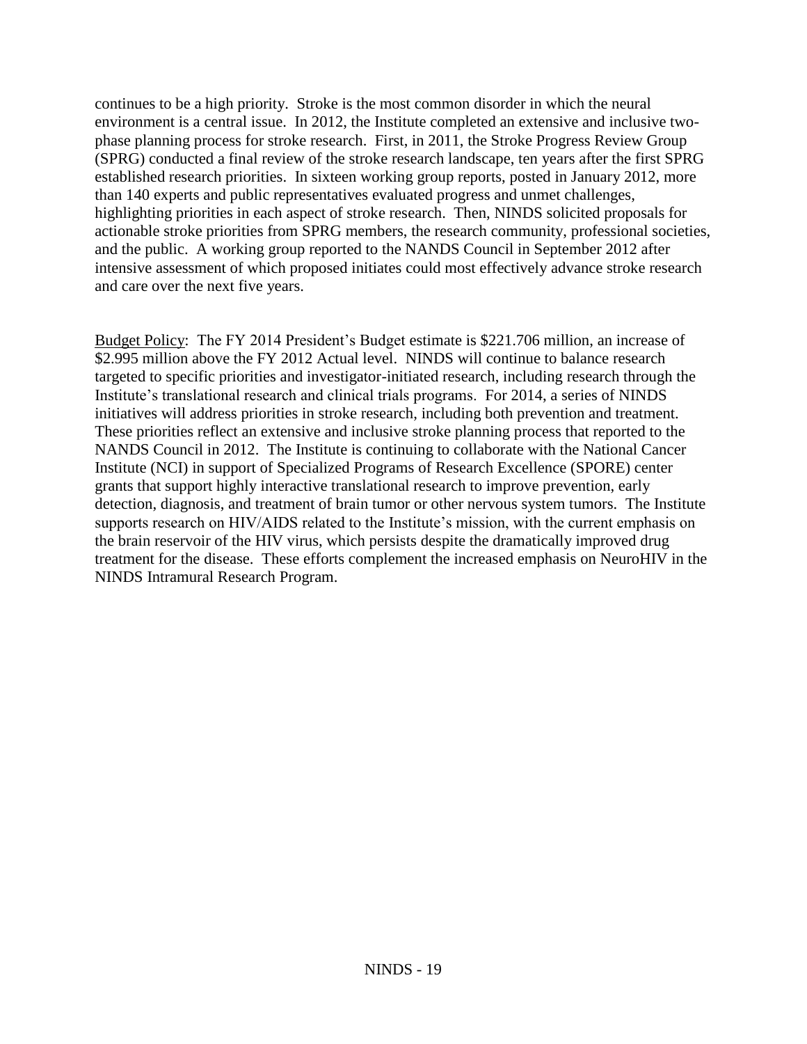continues to be a high priority. Stroke is the most common disorder in which the neural environment is a central issue. In 2012, the Institute completed an extensive and inclusive two-phase planning process for stroke research. First, in 2011, the Stroke Progress Review Group (SPRG) conducted a final review of the stroke research landscape, ten years after the first SPRG established research priorities. In sixteen working group reports, posted in January 2012, more than 140 experts and public representatives evaluated progress and unmet challenges, highlighting priorities in each aspect of stroke research. Then, NINDS solicited proposals for actionable stroke priorities from SPRG members, the research community, professional societies, and the public. A working group reported to the NANDS Council in September 2012 after intensive assessment of which proposed initiates could most effectively advance stroke research and care over the next five years.

Budget Policy: The FY 2014 President's Budget estimate is \$221.706 million, an increase of \$2.995 million above the FY 2012 Actual level. NINDS will continue to balance research targeted to specific priorities and investigator-initiated research, including research through the Institute's translational research and clinical trials programs. For 2014, a series of NINDS initiatives will address priorities in stroke research, including both prevention and treatment. These priorities reflect an extensive and inclusive stroke planning process that reported to the NANDS Council in 2012. The Institute is continuing to collaborate with the National Cancer Institute (NCI) in support of Specialized Programs of Research Excellence (SPORE) center grants that support highly interactive translational research to improve prevention, early detection, diagnosis, and treatment of brain tumor or other nervous system tumors. The Institute supports research on HIV/AIDS related to the Institute's mission, with the current emphasis on the brain reservoir of the HIV virus, which persists despite the dramatically improved drug treatment for the disease. These efforts complement the increased emphasis on NeuroHIV in the NINDS Intramural Research Program.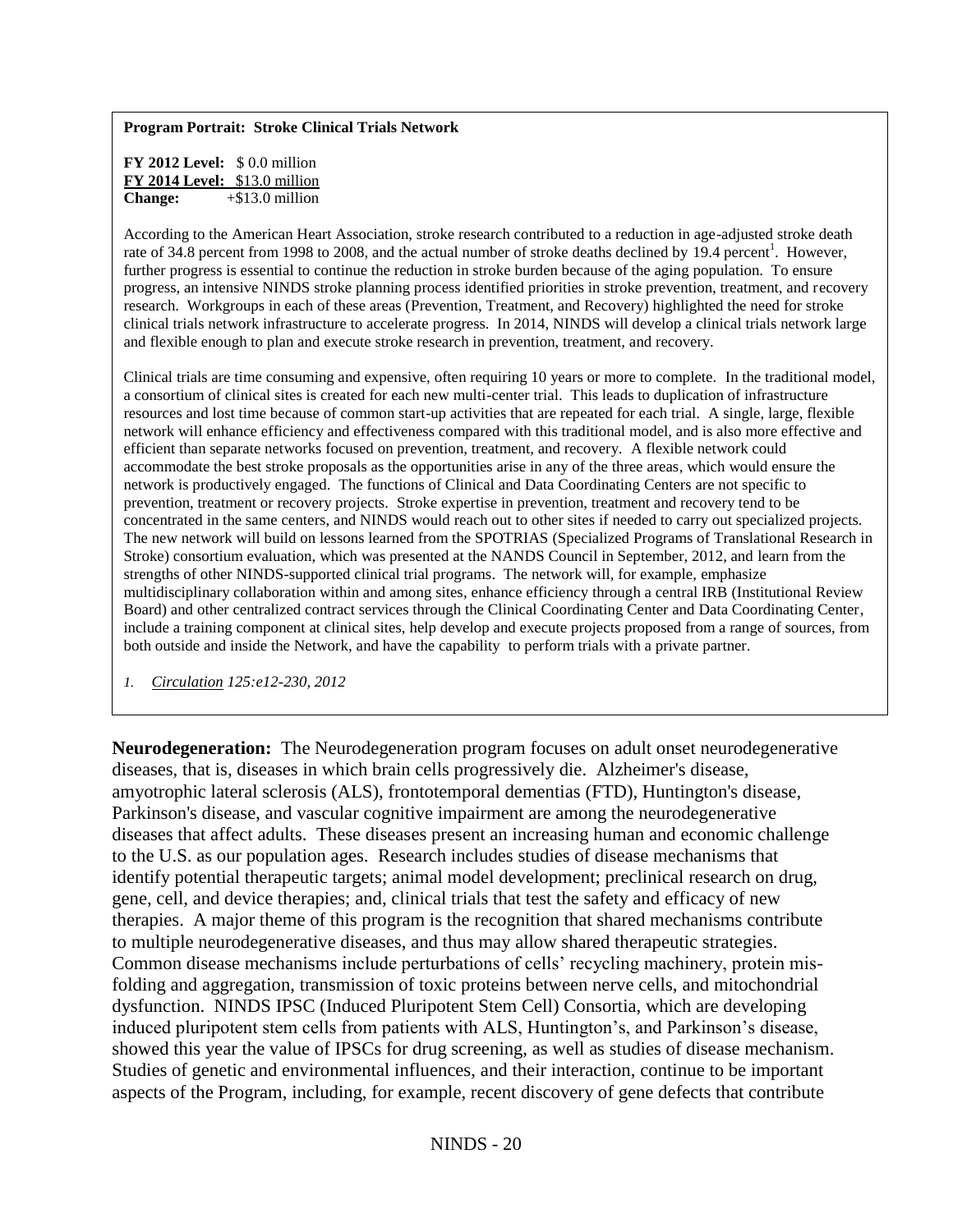**Program Portrait: Stroke Clinical Trials Network**

**FY 2012 Level:** $ 0.0 million
**FY 2014 Level:** $13.0 million
**Change:** +$13.0 million

According to the American Heart Association, stroke research contributed to a reduction in age-adjusted stroke death rate of 34.8 percent from 1998 to 2008, and the actual number of stroke deaths declined by 19.4 percent[1]. However, further progress is essential to continue the reduction in stroke burden because of the aging population. To ensure progress, an intensive NINDS stroke planning process identified priorities in stroke prevention, treatment, and recovery research. Workgroups in each of these areas (Prevention, Treatment, and Recovery) highlighted the need for stroke clinical trials network infrastructure to accelerate progress. In 2014, NINDS will develop a clinical trials network large and flexible enough to plan and execute stroke research in prevention, treatment, and recovery.

Clinical trials are time consuming and expensive, often requiring 10 years or more to complete. In the traditional model, a consortium of clinical sites is created for each new multi-center trial. This leads to duplication of infrastructure resources and lost time because of common start-up activities that are repeated for each trial. A single, large, flexible network will enhance efficiency and effectiveness compared with this traditional model, and is also more effective and efficient than separate networks focused on prevention, treatment, and recovery. A flexible network could accommodate the best stroke proposals as the opportunities arise in any of the three areas, which would ensure the network is productively engaged. The functions of Clinical and Data Coordinating Centers are not specific to prevention, treatment or recovery projects. Stroke expertise in prevention, treatment and recovery tend to be concentrated in the same centers, and NINDS would reach out to other sites if needed to carry out specialized projects. The new network will build on lessons learned from the SPOTRIAS (Specialized Programs of Translational Research in Stroke) consortium evaluation, which was presented at the NANDS Council in September, 2012, and learn from the strengths of other NINDS-supported clinical trial programs. The network will, for example, emphasize multidisciplinary collaboration within and among sites, enhance efficiency through a central IRB (Institutional Review Board) and other centralized contract services through the Clinical Coordinating Center and Data Coordinating Center, include a training component at clinical sites, help develop and execute projects proposed from a range of sources, from both outside and inside the Network, and have the capability to perform trials with a private partner.

1. *Circulation 125:e12-230, 2012*

**Neurodegeneration:** The Neurodegeneration program focuses on adult onset neurodegenerative diseases, that is, diseases in which brain cells progressively die. Alzheimer's disease, amyotrophic lateral sclerosis (ALS), frontotemporal dementias (FTD), Huntington's disease, Parkinson's disease, and vascular cognitive impairment are among the neurodegenerative diseases that affect adults. These diseases present an increasing human and economic challenge to the U.S. as our population ages. Research includes studies of disease mechanisms that identify potential therapeutic targets; animal model development; preclinical research on drug, gene, cell, and device therapies; and, clinical trials that test the safety and efficacy of new therapies. A major theme of this program is the recognition that shared mechanisms contribute to multiple neurodegenerative diseases, and thus may allow shared therapeutic strategies. Common disease mechanisms include perturbations of cells' recycling machinery, protein mis-folding and aggregation, transmission of toxic proteins between nerve cells, and mitochondrial dysfunction. NINDS IPSC (Induced Pluripotent Stem Cell) Consortia, which are developing induced pluripotent stem cells from patients with ALS, Huntington's, and Parkinson's disease, showed this year the value of IPSCs for drug screening, as well as studies of disease mechanism. Studies of genetic and environmental influences, and their interaction, continue to be important aspects of the Program, including, for example, recent discovery of gene defects that contribute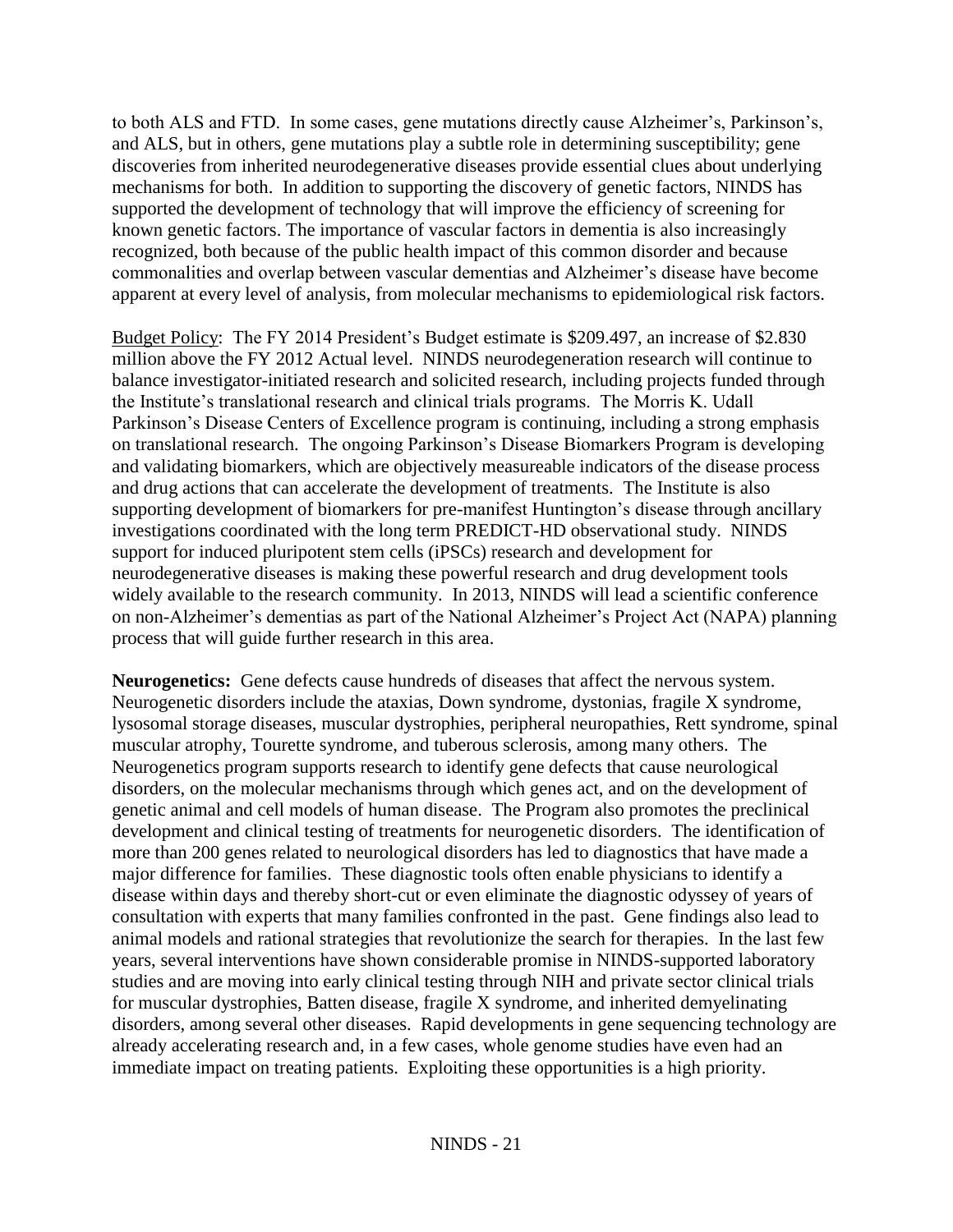to both ALS and FTD. In some cases, gene mutations directly cause Alzheimer's, Parkinson's, and ALS, but in others, gene mutations play a subtle role in determining susceptibility; gene discoveries from inherited neurodegenerative diseases provide essential clues about underlying mechanisms for both. In addition to supporting the discovery of genetic factors, NINDS has supported the development of technology that will improve the efficiency of screening for known genetic factors. The importance of vascular factors in dementia is also increasingly recognized, both because of the public health impact of this common disorder and because commonalities and overlap between vascular dementias and Alzheimer's disease have become apparent at every level of analysis, from molecular mechanisms to epidemiological risk factors.

Budget Policy: The FY 2014 President's Budget estimate is $209.497, an increase of $2.830 million above the FY 2012 Actual level. NINDS neurodegeneration research will continue to balance investigator-initiated research and solicited research, including projects funded through the Institute's translational research and clinical trials programs. The Morris K. Udall Parkinson's Disease Centers of Excellence program is continuing, including a strong emphasis on translational research. The ongoing Parkinson's Disease Biomarkers Program is developing and validating biomarkers, which are objectively measureable indicators of the disease process and drug actions that can accelerate the development of treatments. The Institute is also supporting development of biomarkers for pre-manifest Huntington's disease through ancillary investigations coordinated with the long term PREDICT-HD observational study. NINDS support for induced pluripotent stem cells (iPSCs) research and development for neurodegenerative diseases is making these powerful research and drug development tools widely available to the research community. In 2013, NINDS will lead a scientific conference on non-Alzheimer's dementias as part of the National Alzheimer's Project Act (NAPA) planning process that will guide further research in this area.

**Neurogenetics:** Gene defects cause hundreds of diseases that affect the nervous system. Neurogenetic disorders include the ataxias, Down syndrome, dystonias, fragile X syndrome, lysosomal storage diseases, muscular dystrophies, peripheral neuropathies, Rett syndrome, spinal muscular atrophy, Tourette syndrome, and tuberous sclerosis, among many others. The Neurogenetics program supports research to identify gene defects that cause neurological disorders, on the molecular mechanisms through which genes act, and on the development of genetic animal and cell models of human disease. The Program also promotes the preclinical development and clinical testing of treatments for neurogenetic disorders. The identification of more than 200 genes related to neurological disorders has led to diagnostics that have made a major difference for families. These diagnostic tools often enable physicians to identify a disease within days and thereby short-cut or even eliminate the diagnostic odyssey of years of consultation with experts that many families confronted in the past. Gene findings also lead to animal models and rational strategies that revolutionize the search for therapies. In the last few years, several interventions have shown considerable promise in NINDS-supported laboratory studies and are moving into early clinical testing through NIH and private sector clinical trials for muscular dystrophies, Batten disease, fragile X syndrome, and inherited demyelinating disorders, among several other diseases. Rapid developments in gene sequencing technology are already accelerating research and, in a few cases, whole genome studies have even had an immediate impact on treating patients. Exploiting these opportunities is a high priority.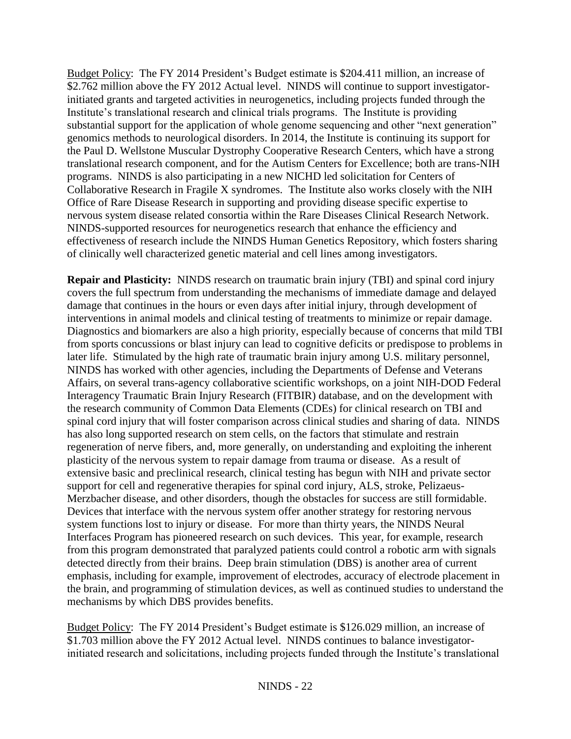Budget Policy: The FY 2014 President's Budget estimate is $204.411 million, an increase of $2.762 million above the FY 2012 Actual level. NINDS will continue to support investigator-initiated grants and targeted activities in neurogenetics, including projects funded through the Institute's translational research and clinical trials programs. The Institute is providing substantial support for the application of whole genome sequencing and other "next generation" genomics methods to neurological disorders. In 2014, the Institute is continuing its support for the Paul D. Wellstone Muscular Dystrophy Cooperative Research Centers, which have a strong translational research component, and for the Autism Centers for Excellence; both are trans-NIH programs. NINDS is also participating in a new NICHD led solicitation for Centers of Collaborative Research in Fragile X syndromes. The Institute also works closely with the NIH Office of Rare Disease Research in supporting and providing disease specific expertise to nervous system disease related consortia within the Rare Diseases Clinical Research Network. NINDS-supported resources for neurogenetics research that enhance the efficiency and effectiveness of research include the NINDS Human Genetics Repository, which fosters sharing of clinically well characterized genetic material and cell lines among investigators.

**Repair and Plasticity:** NINDS research on traumatic brain injury (TBI) and spinal cord injury covers the full spectrum from understanding the mechanisms of immediate damage and delayed damage that continues in the hours or even days after initial injury, through development of interventions in animal models and clinical testing of treatments to minimize or repair damage. Diagnostics and biomarkers are also a high priority, especially because of concerns that mild TBI from sports concussions or blast injury can lead to cognitive deficits or predispose to problems in later life. Stimulated by the high rate of traumatic brain injury among U.S. military personnel, NINDS has worked with other agencies, including the Departments of Defense and Veterans Affairs, on several trans-agency collaborative scientific workshops, on a joint NIH-DOD Federal Interagency Traumatic Brain Injury Research (FITBIR) database, and on the development with the research community of Common Data Elements (CDEs) for clinical research on TBI and spinal cord injury that will foster comparison across clinical studies and sharing of data. NINDS has also long supported research on stem cells, on the factors that stimulate and restrain regeneration of nerve fibers, and, more generally, on understanding and exploiting the inherent plasticity of the nervous system to repair damage from trauma or disease. As a result of extensive basic and preclinical research, clinical testing has begun with NIH and private sector support for cell and regenerative therapies for spinal cord injury, ALS, stroke, Pelizaeus-Merzbacher disease, and other disorders, though the obstacles for success are still formidable. Devices that interface with the nervous system offer another strategy for restoring nervous system functions lost to injury or disease. For more than thirty years, the NINDS Neural Interfaces Program has pioneered research on such devices. This year, for example, research from this program demonstrated that paralyzed patients could control a robotic arm with signals detected directly from their brains. Deep brain stimulation (DBS) is another area of current emphasis, including for example, improvement of electrodes, accuracy of electrode placement in the brain, and programming of stimulation devices, as well as continued studies to understand the mechanisms by which DBS provides benefits.

Budget Policy: The FY 2014 President's Budget estimate is $126.029 million, an increase of $1.703 million above the FY 2012 Actual level. NINDS continues to balance investigator-initiated research and solicitations, including projects funded through the Institute's translational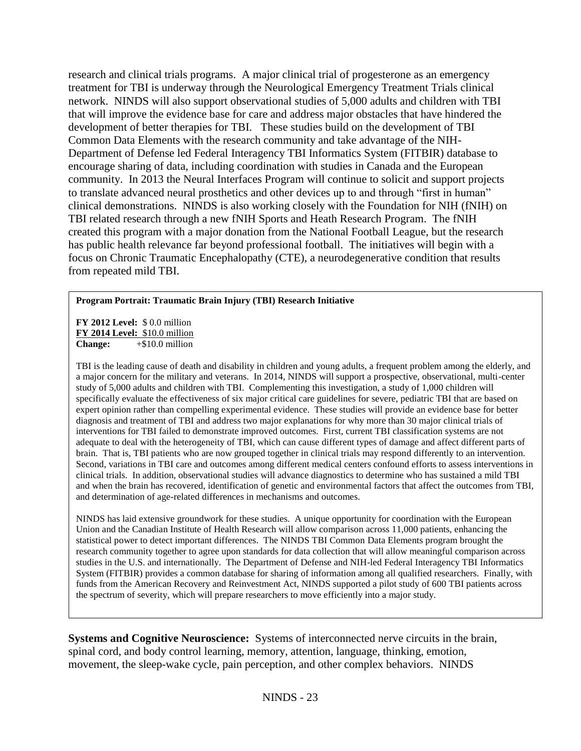research and clinical trials programs. A major clinical trial of progesterone as an emergency treatment for TBI is underway through the Neurological Emergency Treatment Trials clinical network. NINDS will also support observational studies of 5,000 adults and children with TBI that will improve the evidence base for care and address major obstacles that have hindered the development of better therapies for TBI. These studies build on the development of TBI Common Data Elements with the research community and take advantage of the NIH-Department of Defense led Federal Interagency TBI Informatics System (FITBIR) database to encourage sharing of data, including coordination with studies in Canada and the European community. In 2013 the Neural Interfaces Program will continue to solicit and support projects to translate advanced neural prosthetics and other devices up to and through "first in human" clinical demonstrations. NINDS is also working closely with the Foundation for NIH (fNIH) on TBI related research through a new fNIH Sports and Heath Research Program. The fNIH created this program with a major donation from the National Football League, but the research has public health relevance far beyond professional football. The initiatives will begin with a focus on Chronic Traumatic Encephalopathy (CTE), a neurodegenerative condition that results from repeated mild TBI.

**Program Portrait: Traumatic Brain Injury (TBI) Research Initiative**

**FY 2012 Level:** $ 0.0 million
**FY 2014 Level:** $10.0 million
**Change:** +$10.0 million

TBI is the leading cause of death and disability in children and young adults, a frequent problem among the elderly, and a major concern for the military and veterans. In 2014, NINDS will support a prospective, observational, multi-center study of 5,000 adults and children with TBI. Complementing this investigation, a study of 1,000 children will specifically evaluate the effectiveness of six major critical care guidelines for severe, pediatric TBI that are based on expert opinion rather than compelling experimental evidence. These studies will provide an evidence base for better diagnosis and treatment of TBI and address two major explanations for why more than 30 major clinical trials of interventions for TBI failed to demonstrate improved outcomes. First, current TBI classification systems are not adequate to deal with the heterogeneity of TBI, which can cause different types of damage and affect different parts of brain. That is, TBI patients who are now grouped together in clinical trials may respond differently to an intervention. Second, variations in TBI care and outcomes among different medical centers confound efforts to assess interventions in clinical trials. In addition, observational studies will advance diagnostics to determine who has sustained a mild TBI and when the brain has recovered, identification of genetic and environmental factors that affect the outcomes from TBI, and determination of age-related differences in mechanisms and outcomes.

NINDS has laid extensive groundwork for these studies. A unique opportunity for coordination with the European Union and the Canadian Institute of Health Research will allow comparison across 11,000 patients, enhancing the statistical power to detect important differences. The NINDS TBI Common Data Elements program brought the research community together to agree upon standards for data collection that will allow meaningful comparison across studies in the U.S. and internationally. The Department of Defense and NIH-led Federal Interagency TBI Informatics System (FITBIR) provides a common database for sharing of information among all qualified researchers. Finally, with funds from the American Recovery and Reinvestment Act, NINDS supported a pilot study of 600 TBI patients across the spectrum of severity, which will prepare researchers to move efficiently into a major study.

**Systems and Cognitive Neuroscience:** Systems of interconnected nerve circuits in the brain, spinal cord, and body control learning, memory, attention, language, thinking, emotion, movement, the sleep-wake cycle, pain perception, and other complex behaviors. NINDS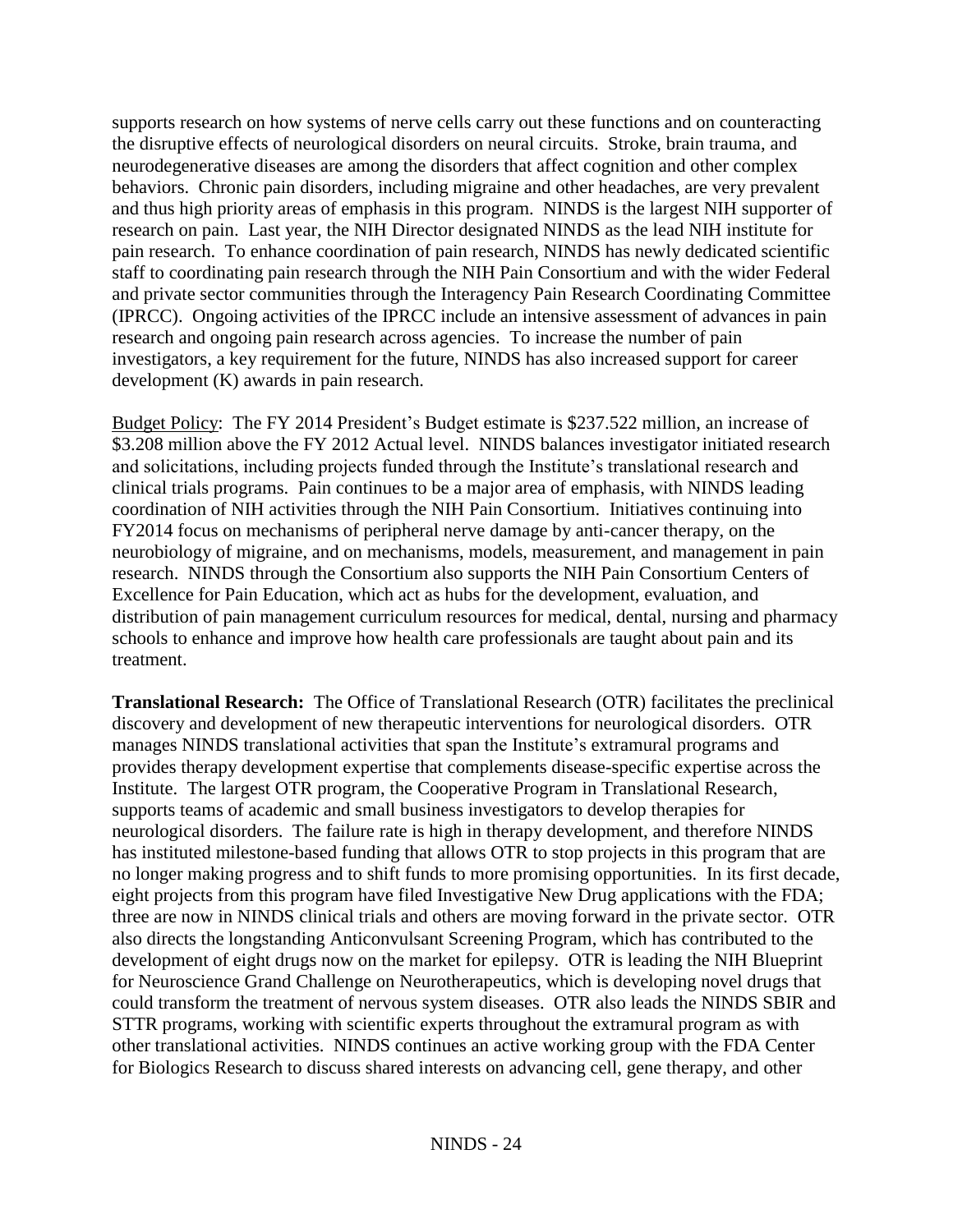supports research on how systems of nerve cells carry out these functions and on counteracting the disruptive effects of neurological disorders on neural circuits. Stroke, brain trauma, and neurodegenerative diseases are among the disorders that affect cognition and other complex behaviors. Chronic pain disorders, including migraine and other headaches, are very prevalent and thus high priority areas of emphasis in this program. NINDS is the largest NIH supporter of research on pain. Last year, the NIH Director designated NINDS as the lead NIH institute for pain research. To enhance coordination of pain research, NINDS has newly dedicated scientific staff to coordinating pain research through the NIH Pain Consortium and with the wider Federal and private sector communities through the Interagency Pain Research Coordinating Committee (IPRCC). Ongoing activities of the IPRCC include an intensive assessment of advances in pain research and ongoing pain research across agencies. To increase the number of pain investigators, a key requirement for the future, NINDS has also increased support for career development (K) awards in pain research.

Budget Policy: The FY 2014 President's Budget estimate is $237.522 million, an increase of $3.208 million above the FY 2012 Actual level. NINDS balances investigator initiated research and solicitations, including projects funded through the Institute's translational research and clinical trials programs. Pain continues to be a major area of emphasis, with NINDS leading coordination of NIH activities through the NIH Pain Consortium. Initiatives continuing into FY2014 focus on mechanisms of peripheral nerve damage by anti-cancer therapy, on the neurobiology of migraine, and on mechanisms, models, measurement, and management in pain research. NINDS through the Consortium also supports the NIH Pain Consortium Centers of Excellence for Pain Education, which act as hubs for the development, evaluation, and distribution of pain management curriculum resources for medical, dental, nursing and pharmacy schools to enhance and improve how health care professionals are taught about pain and its treatment.

**Translational Research:** The Office of Translational Research (OTR) facilitates the preclinical discovery and development of new therapeutic interventions for neurological disorders. OTR manages NINDS translational activities that span the Institute's extramural programs and provides therapy development expertise that complements disease-specific expertise across the Institute. The largest OTR program, the Cooperative Program in Translational Research, supports teams of academic and small business investigators to develop therapies for neurological disorders. The failure rate is high in therapy development, and therefore NINDS has instituted milestone-based funding that allows OTR to stop projects in this program that are no longer making progress and to shift funds to more promising opportunities. In its first decade, eight projects from this program have filed Investigative New Drug applications with the FDA; three are now in NINDS clinical trials and others are moving forward in the private sector. OTR also directs the longstanding Anticonvulsant Screening Program, which has contributed to the development of eight drugs now on the market for epilepsy. OTR is leading the NIH Blueprint for Neuroscience Grand Challenge on Neurotherapeutics, which is developing novel drugs that could transform the treatment of nervous system diseases. OTR also leads the NINDS SBIR and STTR programs, working with scientific experts throughout the extramural program as with other translational activities. NINDS continues an active working group with the FDA Center for Biologics Research to discuss shared interests on advancing cell, gene therapy, and other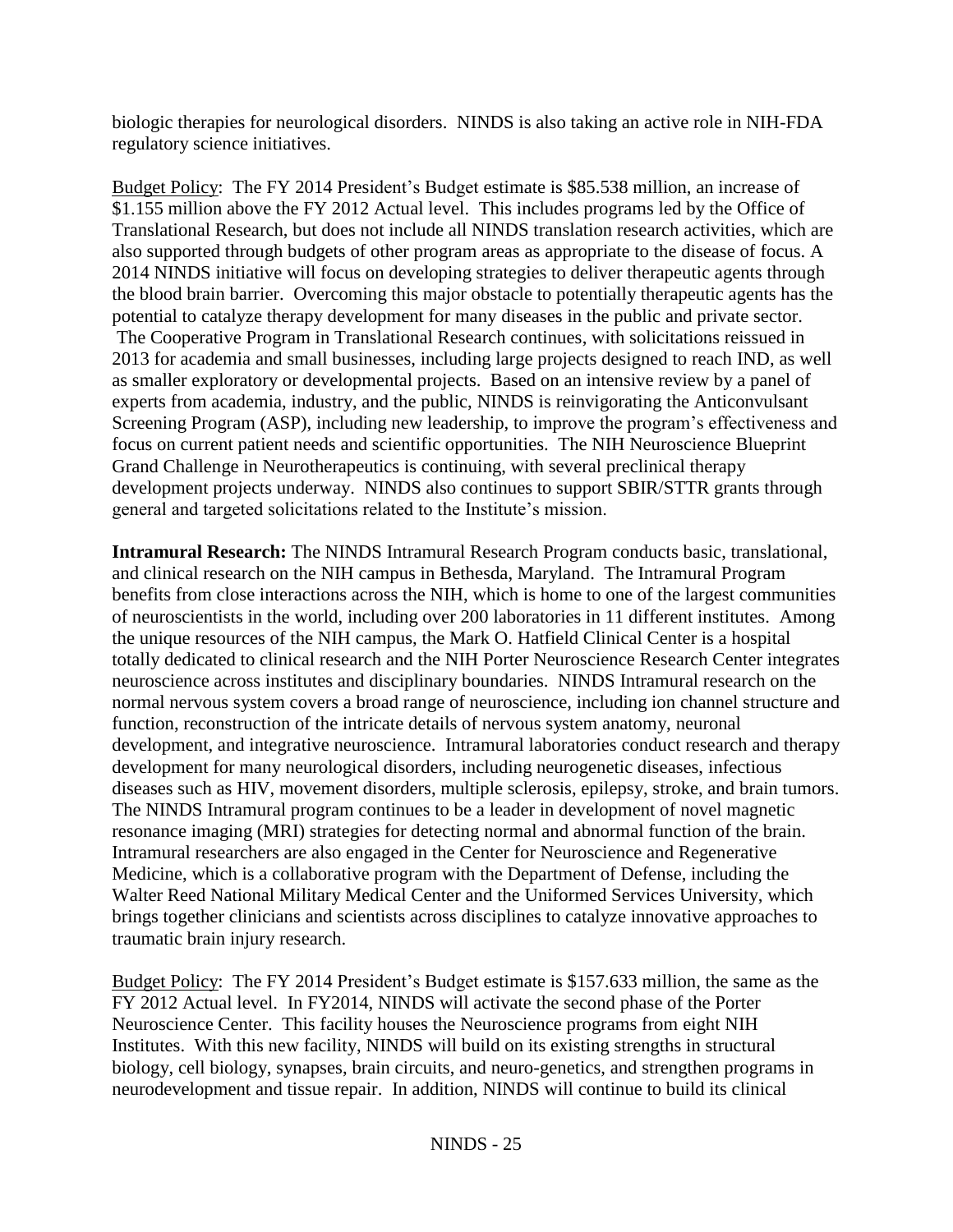biologic therapies for neurological disorders. NINDS is also taking an active role in NIH-FDA regulatory science initiatives.

Budget Policy: The FY 2014 President's Budget estimate is $85.538 million, an increase of $1.155 million above the FY 2012 Actual level. This includes programs led by the Office of Translational Research, but does not include all NINDS translation research activities, which are also supported through budgets of other program areas as appropriate to the disease of focus. A 2014 NINDS initiative will focus on developing strategies to deliver therapeutic agents through the blood brain barrier. Overcoming this major obstacle to potentially therapeutic agents has the potential to catalyze therapy development for many diseases in the public and private sector. The Cooperative Program in Translational Research continues, with solicitations reissued in 2013 for academia and small businesses, including large projects designed to reach IND, as well as smaller exploratory or developmental projects. Based on an intensive review by a panel of experts from academia, industry, and the public, NINDS is reinvigorating the Anticonvulsant Screening Program (ASP), including new leadership, to improve the program's effectiveness and focus on current patient needs and scientific opportunities. The NIH Neuroscience Blueprint Grand Challenge in Neurotherapeutics is continuing, with several preclinical therapy development projects underway. NINDS also continues to support SBIR/STTR grants through general and targeted solicitations related to the Institute's mission.

**Intramural Research:** The NINDS Intramural Research Program conducts basic, translational, and clinical research on the NIH campus in Bethesda, Maryland. The Intramural Program benefits from close interactions across the NIH, which is home to one of the largest communities of neuroscientists in the world, including over 200 laboratories in 11 different institutes. Among the unique resources of the NIH campus, the Mark O. Hatfield Clinical Center is a hospital totally dedicated to clinical research and the NIH Porter Neuroscience Research Center integrates neuroscience across institutes and disciplinary boundaries. NINDS Intramural research on the normal nervous system covers a broad range of neuroscience, including ion channel structure and function, reconstruction of the intricate details of nervous system anatomy, neuronal development, and integrative neuroscience. Intramural laboratories conduct research and therapy development for many neurological disorders, including neurogenetic diseases, infectious diseases such as HIV, movement disorders, multiple sclerosis, epilepsy, stroke, and brain tumors. The NINDS Intramural program continues to be a leader in development of novel magnetic resonance imaging (MRI) strategies for detecting normal and abnormal function of the brain. Intramural researchers are also engaged in the Center for Neuroscience and Regenerative Medicine, which is a collaborative program with the Department of Defense, including the Walter Reed National Military Medical Center and the Uniformed Services University, which brings together clinicians and scientists across disciplines to catalyze innovative approaches to traumatic brain injury research.

Budget Policy: The FY 2014 President's Budget estimate is $157.633 million, the same as the FY 2012 Actual level. In FY2014, NINDS will activate the second phase of the Porter Neuroscience Center. This facility houses the Neuroscience programs from eight NIH Institutes. With this new facility, NINDS will build on its existing strengths in structural biology, cell biology, synapses, brain circuits, and neuro-genetics, and strengthen programs in neurodevelopment and tissue repair. In addition, NINDS will continue to build its clinical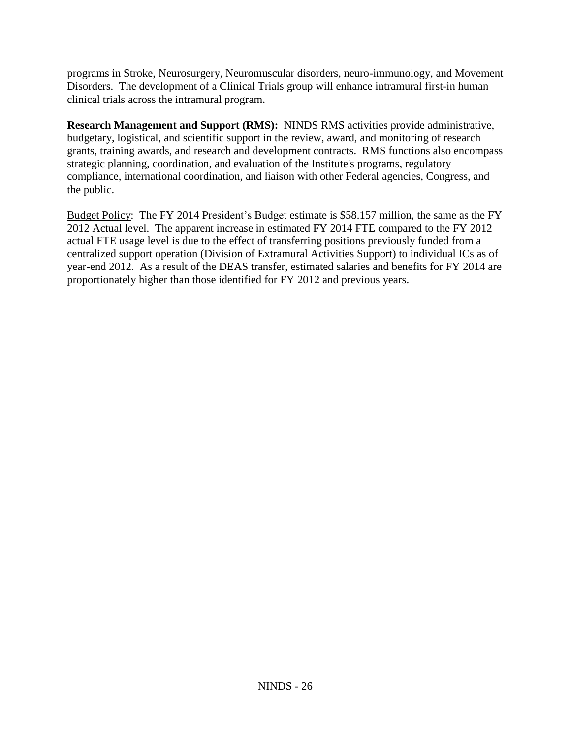programs in Stroke, Neurosurgery, Neuromuscular disorders, neuro-immunology, and Movement Disorders. The development of a Clinical Trials group will enhance intramural first-in human clinical trials across the intramural program.

**Research Management and Support (RMS):** NINDS RMS activities provide administrative, budgetary, logistical, and scientific support in the review, award, and monitoring of research grants, training awards, and research and development contracts. RMS functions also encompass strategic planning, coordination, and evaluation of the Institute's programs, regulatory compliance, international coordination, and liaison with other Federal agencies, Congress, and the public.

<u>Budget Policy</u>: The FY 2014 President's Budget estimate is $58.157 million, the same as the FY 2012 Actual level. The apparent increase in estimated FY 2014 FTE compared to the FY 2012 actual FTE usage level is due to the effect of transferring positions previously funded from a centralized support operation (Division of Extramural Activities Support) to individual ICs as of year-end 2012. As a result of the DEAS transfer, estimated salaries and benefits for FY 2014 are proportionately higher than those identified for FY 2012 and previous years.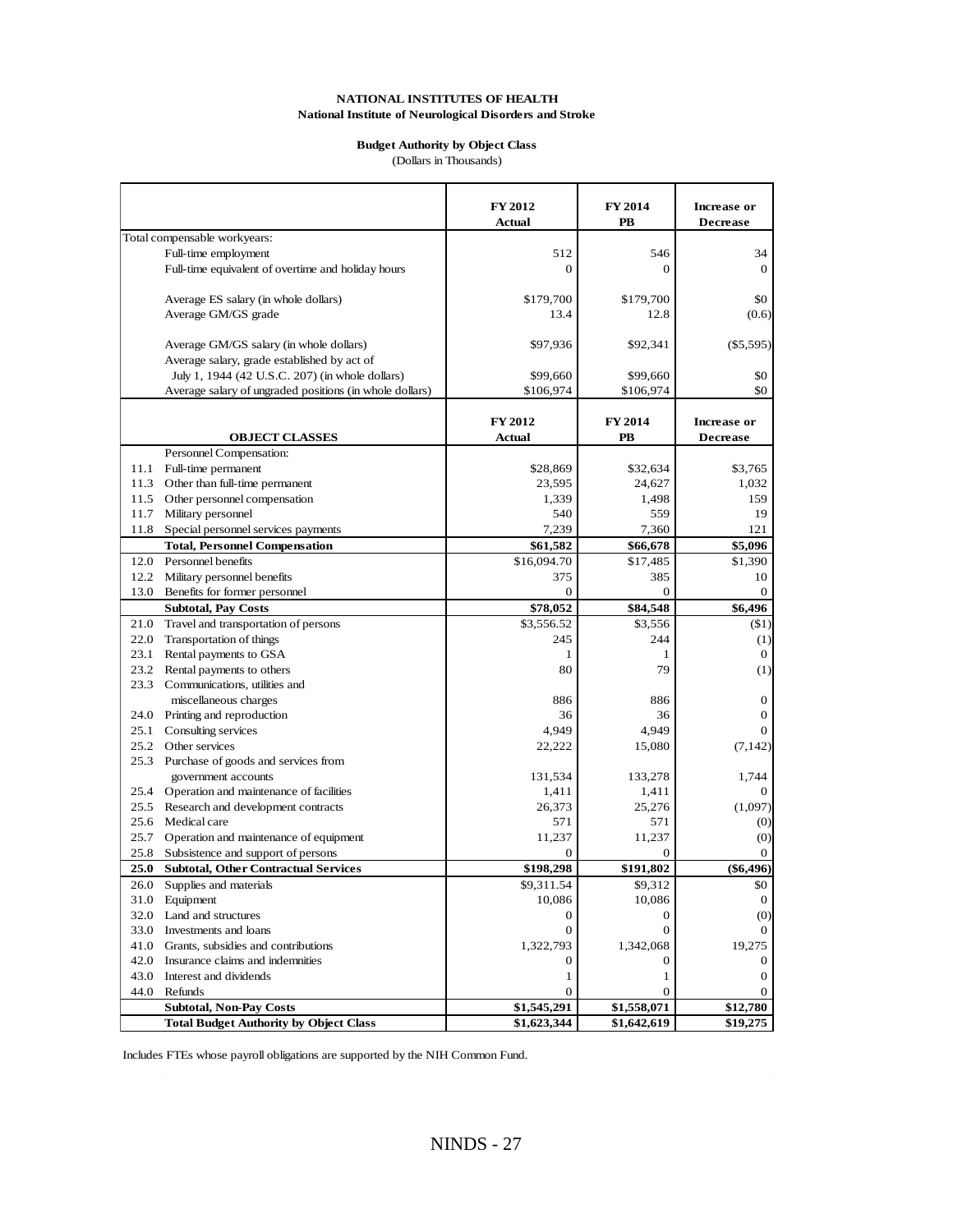**NATIONAL INSTITUTES OF HEALTH**
**National Institute of Neurological Disorders and Stroke**

**Budget Authority by Object Class**
(Dollars in Thousands)

| | | FY 2012 Actual | FY 2014 PB | Increase or Decrease |
|---|---|---|---|---|
| Total compensable workyears: | | | | |
| | Full-time employment | 512 | 546 | 34 |
| | Full-time equivalent of overtime and holiday hours | 0 | 0 | 0 |
| | Average ES salary (in whole dollars) | $179,700 | $179,700 | $0 |
| | Average GM/GS grade | 13.4 | 12.8 | (0.6) |
| | Average GM/GS salary (in whole dollars) | $97,936 | $92,341 | ($5,595) |
| | Average salary, grade established by act of July 1, 1944 (42 U.S.C. 207) (in whole dollars) | $99,660 | $99,660 | $0 |
| | Average salary of ungraded positions (in whole dollars) | $106,974 | $106,974 | $0 |

| | OBJECT CLASSES | FY 2012 Actual | FY 2014 PB | Increase or Decrease |
|---|---|---|---|---|
| | Personnel Compensation: | | | |
| 11.1 | Full-time permanent | $28,869 | $32,634 | $3,765 |
| 11.3 | Other than full-time permanent | 23,595 | 24,627 | 1,032 |
| 11.5 | Other personnel compensation | 1,339 | 1,498 | 159 |
| 11.7 | Military personnel | 540 | 559 | 19 |
| 11.8 | Special personnel services payments | 7,239 | 7,360 | 121 |
| | **Total, Personnel Compensation** | **$61,582** | **$66,678** | **$5,096** |
| 12.0 | Personnel benefits | $16,094.70 | $17,485 | $1,390 |
| 12.2 | Military personnel benefits | 375 | 385 | 10 |
| 13.0 | Benefits for former personnel | 0 | 0 | 0 |
| | **Subtotal, Pay Costs** | **$78,052** | **$84,548** | **$6,496** |
| 21.0 | Travel and transportation of persons | $3,556.52 | $3,556 | ($1) |
| 22.0 | Transportation of things | 245 | 244 | (1) |
| 23.1 | Rental payments to GSA | 1 | 1 | 0 |
| 23.2 | Rental payments to others | 80 | 79 | (1) |
| 23.3 | Communications, utilities and miscellaneous charges | 886 | 886 | 0 |
| 24.0 | Printing and reproduction | 36 | 36 | 0 |
| 25.1 | Consulting services | 4,949 | 4,949 | 0 |
| 25.2 | Other services | 22,222 | 15,080 | (7,142) |
| 25.3 | Purchase of goods and services from government accounts | 131,534 | 133,278 | 1,744 |
| 25.4 | Operation and maintenance of facilities | 1,411 | 1,411 | 0 |
| 25.5 | Research and development contracts | 26,373 | 25,276 | (1,097) |
| 25.6 | Medical care | 571 | 571 | (0) |
| 25.7 | Operation and maintenance of equipment | 11,237 | 11,237 | (0) |
| 25.8 | Subsistence and support of persons | 0 | 0 | 0 |
| **25.0** | **Subtotal, Other Contractual Services** | **$198,298** | **$191,802** | **($6,496)** |
| 26.0 | Supplies and materials | $9,311.54 | $9,312 | $0 |
| 31.0 | Equipment | 10,086 | 10,086 | 0 |
| 32.0 | Land and structures | 0 | 0 | (0) |
| 33.0 | Investments and loans | 0 | 0 | 0 |
| 41.0 | Grants, subsidies and contributions | 1,322,793 | 1,342,068 | 19,275 |
| 42.0 | Insurance claims and indemnities | 0 | 0 | 0 |
| 43.0 | Interest and dividends | 1 | 1 | 0 |
| 44.0 | Refunds | 0 | 0 | 0 |
| | **Subtotal, Non-Pay Costs** | **$1,545,291** | **$1,558,071** | **$12,780** |
| | **Total Budget Authority by Object Class** | **$1,623,344** | **$1,642,619** | **$19,275** |

Includes FTEs whose payroll obligations are supported by the NIH Common Fund.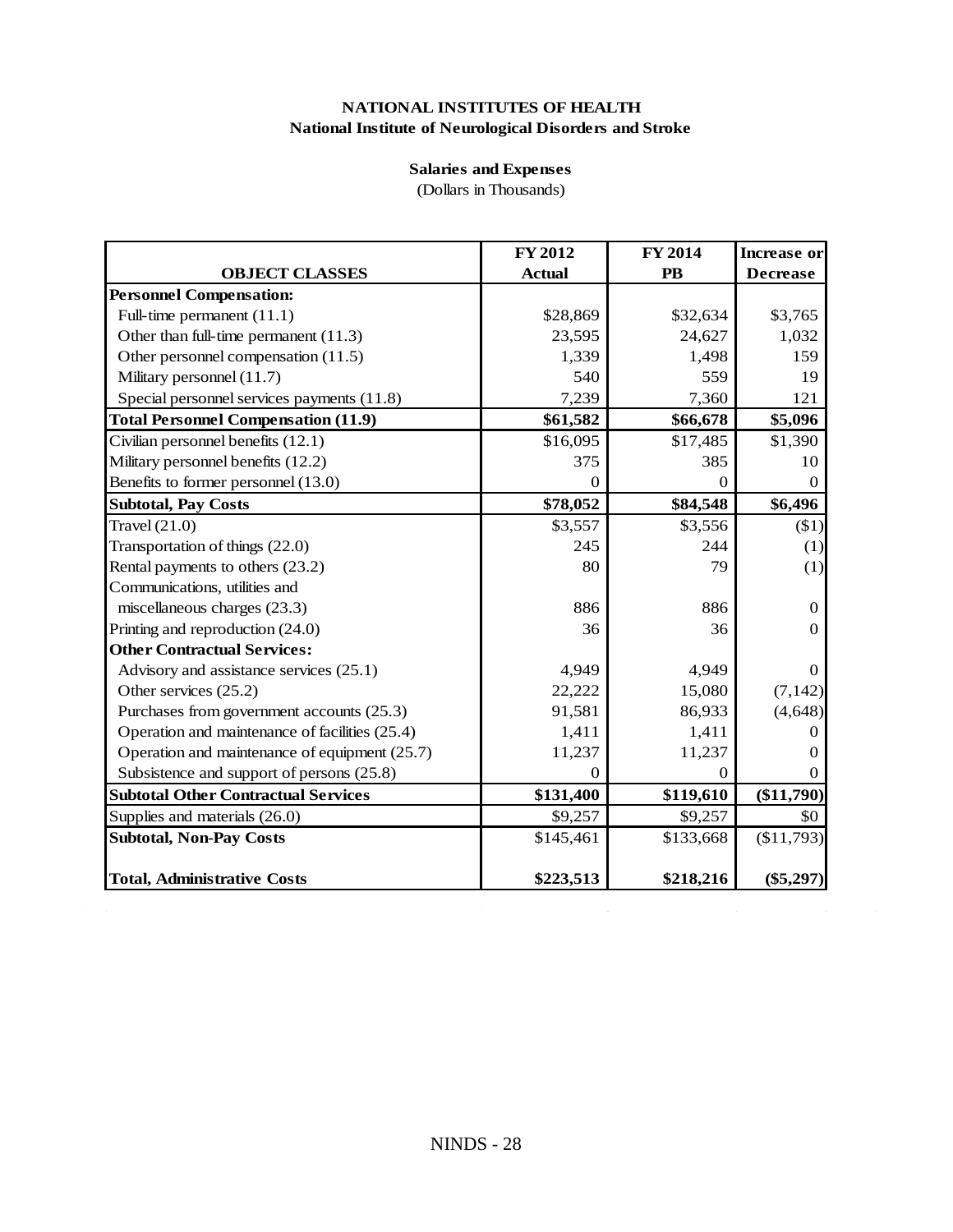**NATIONAL INSTITUTES OF HEALTH**
**National Institute of Neurological Disorders and Stroke**

**Salaries and Expenses**
(Dollars in Thousands)

| OBJECT CLASSES | FY 2012 Actual | FY 2014 PB | Increase or Decrease |
|---|---|---|---|
| **Personnel Compensation:** | | | |
| Full-time permanent (11.1) | $28,869 | $32,634 | $3,765 |
| Other than full-time permanent (11.3) | 23,595 | 24,627 | 1,032 |
| Other personnel compensation (11.5) | 1,339 | 1,498 | 159 |
| Military personnel (11.7) | 540 | 559 | 19 |
| Special personnel services payments (11.8) | 7,239 | 7,360 | 121 |
| **Total Personnel Compensation (11.9)** | **$61,582** | **$66,678** | **$5,096** |
| Civilian personnel benefits (12.1) | $16,095 | $17,485 | $1,390 |
| Military personnel benefits (12.2) | 375 | 385 | 10 |
| Benefits to former personnel (13.0) | 0 | 0 | 0 |
| **Subtotal, Pay Costs** | **$78,052** | **$84,548** | **$6,496** |
| Travel (21.0) | $3,557 | $3,556 | ($1) |
| Transportation of things (22.0) | 245 | 244 | (1) |
| Rental payments to others (23.2) | 80 | 79 | (1) |
| Communications, utilities and miscellaneous charges (23.3) | 886 | 886 | 0 |
| Printing and reproduction (24.0) | 36 | 36 | 0 |
| **Other Contractual Services:** | | | |
| Advisory and assistance services (25.1) | 4,949 | 4,949 | 0 |
| Other services (25.2) | 22,222 | 15,080 | (7,142) |
| Purchases from government accounts (25.3) | 91,581 | 86,933 | (4,648) |
| Operation and maintenance of facilities (25.4) | 1,411 | 1,411 | 0 |
| Operation and maintenance of equipment (25.7) | 11,237 | 11,237 | 0 |
| Subsistence and support of persons (25.8) | 0 | 0 | 0 |
| **Subtotal Other Contractual Services** | **$131,400** | **$119,610** | **($11,790)** |
| Supplies and materials (26.0) | $9,257 | $9,257 | $0 |
| **Subtotal, Non-Pay Costs** | $145,461 | $133,668 | ($11,793) |
| **Total, Administrative Costs** | **$223,513** | **$218,216** | **($5,297)** |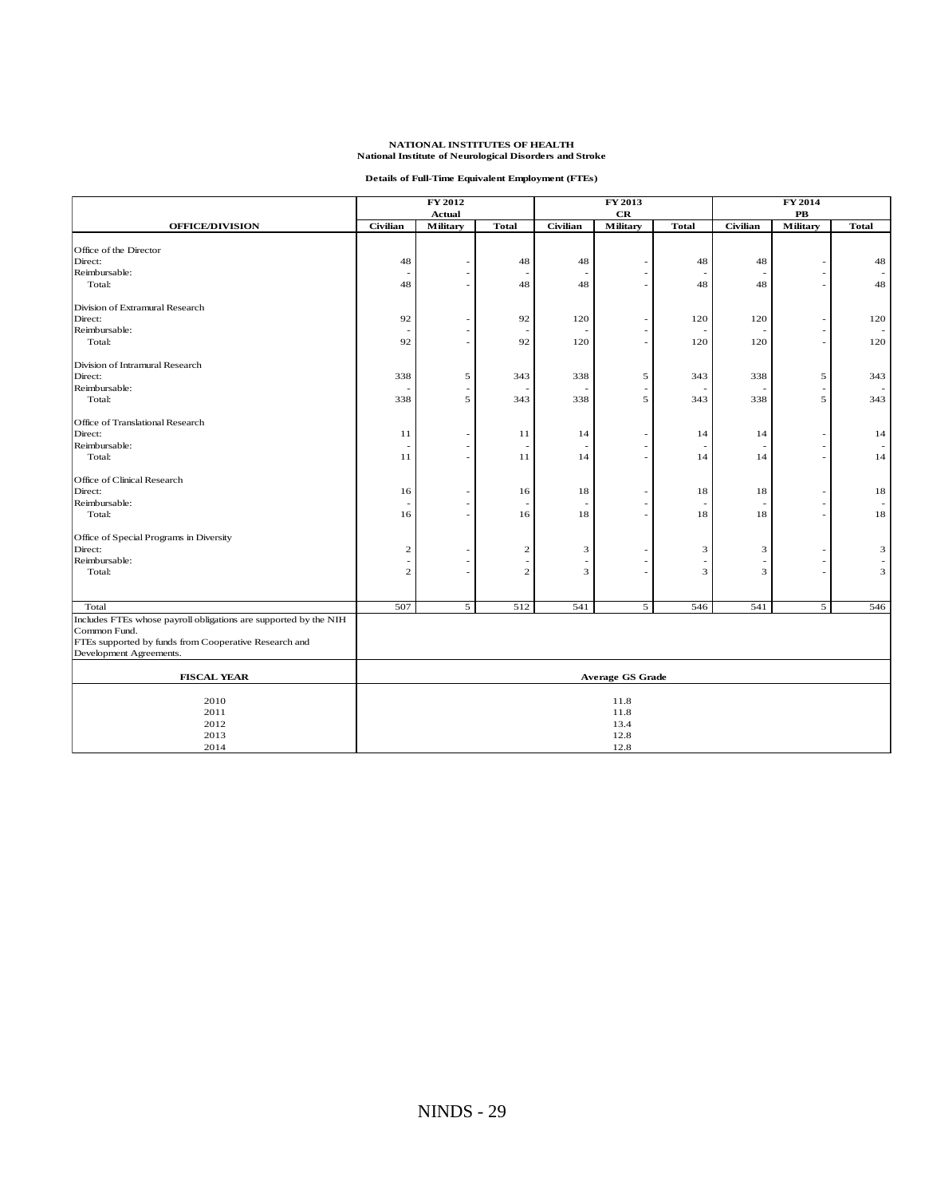**NATIONAL INSTITUTES OF HEALTH**
**National Institute of Neurological Disorders and Stroke**

**Details of Full-Time Equivalent Employment (FTEs)**

| | FY 2012 Actual | | | FY 2013 CR | | | FY 2014 PB | | |
|---|---|---|---|---|---|---|---|---|---|
| **OFFICE/DIVISION** | **Civilian** | **Military** | **Total** | **Civilian** | **Military** | **Total** | **Civilian** | **Military** | **Total** |
| Office of the Director | | | | | | | | | |
| Direct: | 48 | - | 48 | 48 | - | 48 | 48 | - | 48 |
| Reimbursable: | - | - | - | - | - | - | - | - | - |
| Total: | 48 | - | 48 | 48 | - | 48 | 48 | - | 48 |
| Division of Extramural Research | | | | | | | | | |
| Direct: | 92 | - | 92 | 120 | - | 120 | 120 | - | 120 |
| Reimbursable: | - | - | - | - | - | - | - | - | - |
| Total: | 92 | - | 92 | 120 | - | 120 | 120 | - | 120 |
| Division of Intramural Research | | | | | | | | | |
| Direct: | 338 | 5 | 343 | 338 | 5 | 343 | 338 | 5 | 343 |
| Reimbursable: | - | - | - | - | - | - | - | - | - |
| Total: | 338 | 5 | 343 | 338 | 5 | 343 | 338 | 5 | 343 |
| Office of Translational Research | | | | | | | | | |
| Direct: | 11 | - | 11 | 14 | - | 14 | 14 | - | 14 |
| Reimbursable: | - | - | - | - | - | - | - | - | - |
| Total: | 11 | - | 11 | 14 | - | 14 | 14 | - | 14 |
| Office of Clinical Research | | | | | | | | | |
| Direct: | 16 | - | 16 | 18 | - | 18 | 18 | - | 18 |
| Reimbursable: | - | - | - | - | - | - | - | - | - |
| Total: | 16 | - | 16 | 18 | - | 18 | 18 | - | 18 |
| Office of Special Programs in Diversity | | | | | | | | | |
| Direct: | 2 | - | 2 | 3 | - | 3 | 3 | - | 3 |
| Reimbursable: | - | - | - | - | - | - | - | - | - |
| Total: | 2 | - | 2 | 3 | - | 3 | 3 | - | 3 |
| Total | 507 | 5 | 512 | 541 | 5 | 546 | 541 | 5 | 546 |
| Includes FTEs whose payroll obligations are supported by the NIH Common Fund. | | | | | | | | | |
| FTEs supported by funds from Cooperative Research and Development Agreements. | | | | | | | | | |

| **FISCAL YEAR** | **Average GS Grade** |
|---|---|
| 2010 | 11.8 |
| 2011 | 11.8 |
| 2012 | 13.4 |
| 2013 | 12.8 |
| 2014 | 12.8 |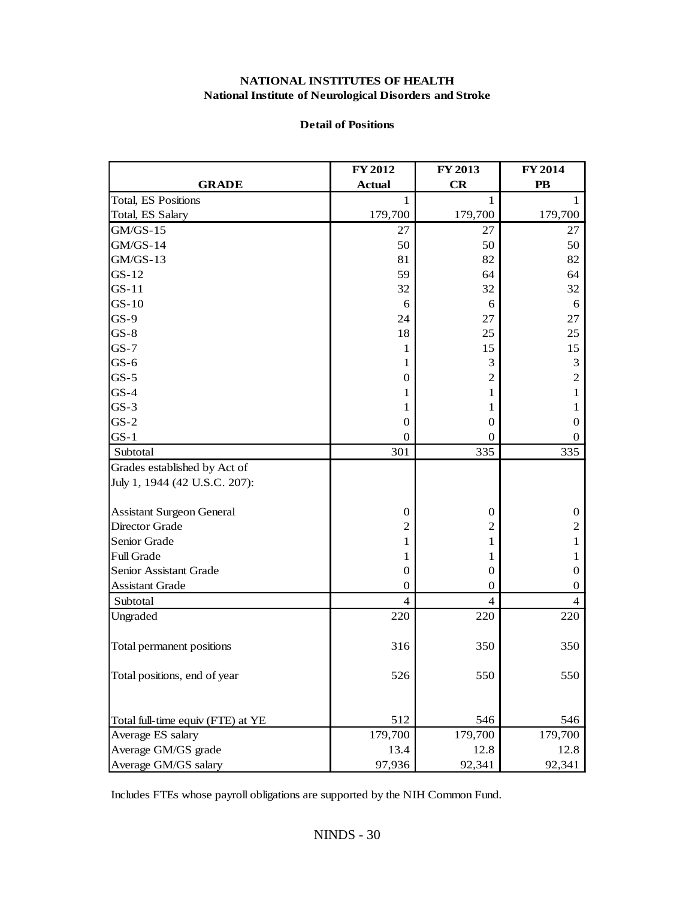**NATIONAL INSTITUTES OF HEALTH**
**National Institute of Neurological Disorders and Stroke**

**Detail of Positions**

| GRADE | FY 2012 Actual | FY 2013 CR | FY 2014 PB |
|---|---|---|---|
| Total, ES Positions | 1 | 1 | 1 |
| Total, ES Salary | 179,700 | 179,700 | 179,700 |
| GM/GS-15 | 27 | 27 | 27 |
| GM/GS-14 | 50 | 50 | 50 |
| GM/GS-13 | 81 | 82 | 82 |
| GS-12 | 59 | 64 | 64 |
| GS-11 | 32 | 32 | 32 |
| GS-10 | 6 | 6 | 6 |
| GS-9 | 24 | 27 | 27 |
| GS-8 | 18 | 25 | 25 |
| GS-7 | 1 | 15 | 15 |
| GS-6 | 1 | 3 | 3 |
| GS-5 | 0 | 2 | 2 |
| GS-4 | 1 | 1 | 1 |
| GS-3 | 1 | 1 | 1 |
| GS-2 | 0 | 0 | 0 |
| GS-1 | 0 | 0 | 0 |
| Subtotal | 301 | 335 | 335 |
| Grades established by Act of July 1, 1944 (42 U.S.C. 207): | | | |
| Assistant Surgeon General | 0 | 0 | 0 |
| Director Grade | 2 | 2 | 2 |
| Senior Grade | 1 | 1 | 1 |
| Full Grade | 1 | 1 | 1 |
| Senior Assistant Grade | 0 | 0 | 0 |
| Assistant Grade | 0 | 0 | 0 |
| Subtotal | 4 | 4 | 4 |
| Ungraded | 220 | 220 | 220 |
| Total permanent positions | 316 | 350 | 350 |
| Total positions, end of year | 526 | 550 | 550 |
| Total full-time equiv (FTE) at YE | 512 | 546 | 546 |
| Average ES salary | 179,700 | 179,700 | 179,700 |
| Average GM/GS grade | 13.4 | 12.8 | 12.8 |
| Average GM/GS salary | 97,936 | 92,341 | 92,341 |

Includes FTEs whose payroll obligations are supported by the NIH Common Fund.